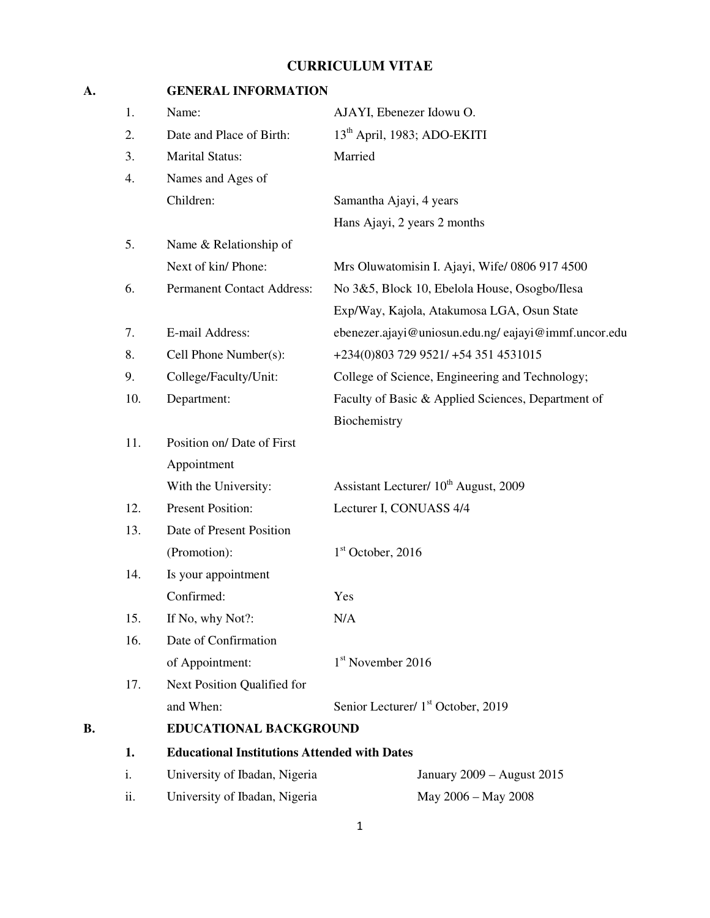# CURRICULUM VITAE

## A. GENERAL INFORMATION

| | | |
|---|---|---|
| 1. | Name: | AJAYI, Ebenezer Idowu O. |
| 2. | Date and Place of Birth: | 13th April, 1983; ADO-EKITI |
| 3. | Marital Status: | Married |
| 4. | Names and Ages of Children: | Samantha Ajayi, 4 years<br>Hans Ajayi, 2 years 2 months |
| 5. | Name & Relationship of Next of kin/ Phone: | Mrs Oluwatomisin I. Ajayi, Wife/ 0806 917 4500 |
| 6. | Permanent Contact Address: | No 3&5, Block 10, Ebelola House, Osogbo/Ilesa Exp/Way, Kajola, Atakumosa LGA, Osun State |
| 7. | E-mail Address: | ebenezer.ajayi@uniosun.edu.ng/ eajayi@immf.uncor.edu |
| 8. | Cell Phone Number(s): | +234(0)803 729 9521/ +54 351 4531015 |
| 9. | College/Faculty/Unit: | College of Science, Engineering and Technology; |
| 10. | Department: | Faculty of Basic & Applied Sciences, Department of Biochemistry |
| 11. | Position on/ Date of First Appointment With the University: | Assistant Lecturer/ 10th August, 2009 |
| 12. | Present Position: | Lecturer I, CONUASS 4/4 |
| 13. | Date of Present Position (Promotion): | 1st October, 2016 |
| 14. | Is your appointment Confirmed: | Yes |
| 15. | If No, why Not?: | N/A |
| 16. | Date of Confirmation of Appointment: | 1st November 2016 |
| 17. | Next Position Qualified for and When: | Senior Lecturer/ 1st October, 2019 |

## B. EDUCATIONAL BACKGROUND

### 1. Educational Institutions Attended with Dates

| | | |
|---|---|---|
| i. | University of Ibadan, Nigeria | January 2009 – August 2015 |
| ii. | University of Ibadan, Nigeria | May 2006 – May 2008 |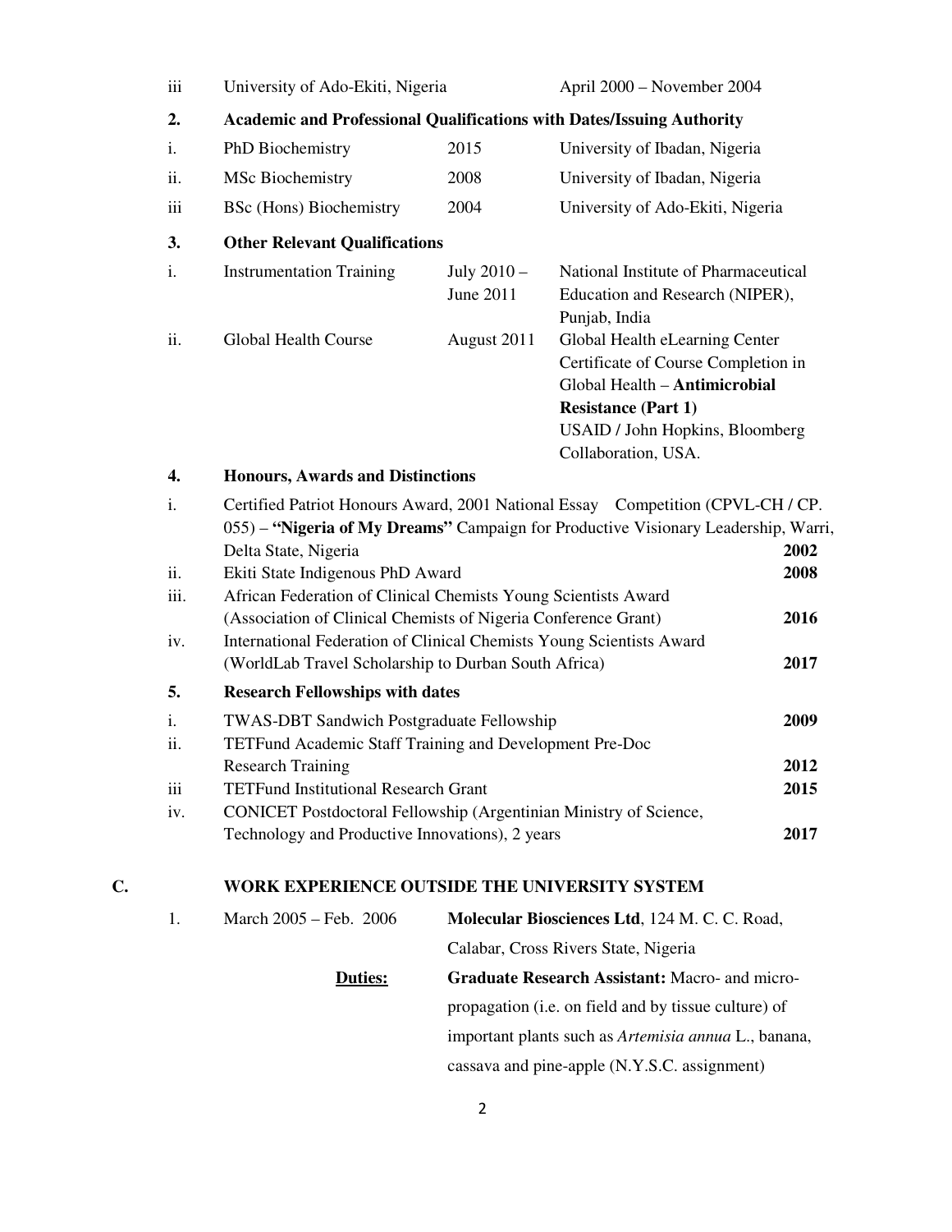| | | |
|---|---|---|
| iii | University of Ado-Ekiti, Nigeria | April 2000 – November 2004 |

**2. Academic and Professional Qualifications with Dates/Issuing Authority**

| | | | |
|---|---|---|---|
| i. | PhD Biochemistry | 2015 | University of Ibadan, Nigeria |
| ii. | MSc Biochemistry | 2008 | University of Ibadan, Nigeria |
| iii | BSc (Hons) Biochemistry | 2004 | University of Ado-Ekiti, Nigeria |

**3. Other Relevant Qualifications**

| | | | |
|---|---|---|---|
| i. | Instrumentation Training | July 2010 – June 2011 | National Institute of Pharmaceutical Education and Research (NIPER), Punjab, India |
| ii. | Global Health Course | August 2011 | Global Health eLearning Center Certificate of Course Completion in Global Health – **Antimicrobial Resistance (Part 1)** USAID / John Hopkins, Bloomberg Collaboration, USA. |

**4. Honours, Awards and Distinctions**

| | | |
|---|---|---|
| i. | Certified Patriot Honours Award, 2001 National Essay Competition (CPVL-CH / CP. 055) – **"Nigeria of My Dreams"** Campaign for Productive Visionary Leadership, Warri, Delta State, Nigeria | **2002** |
| ii. | Ekiti State Indigenous PhD Award | **2008** |
| iii. | African Federation of Clinical Chemists Young Scientists Award (Association of Clinical Chemists of Nigeria Conference Grant) | **2016** |
| iv. | International Federation of Clinical Chemists Young Scientists Award (WorldLab Travel Scholarship to Durban South Africa) | **2017** |

**5. Research Fellowships with dates**

| | | |
|---|---|---|
| i. | TWAS-DBT Sandwich Postgraduate Fellowship | **2009** |
| ii. | TETFund Academic Staff Training and Development Pre-Doc Research Training | **2012** |
| iii | TETFund Institutional Research Grant | **2015** |
| iv. | CONICET Postdoctoral Fellowship (Argentinian Ministry of Science, Technology and Productive Innovations), 2 years | **2017** |

## C. WORK EXPERIENCE OUTSIDE THE UNIVERSITY SYSTEM

1. March 2005 – Feb. 2006 — **Molecular Biosciences Ltd**, 124 M. C. C. Road, Calabar, Cross Rivers State, Nigeria

   **Duties:** **Graduate Research Assistant:** Macro- and micro-propagation (i.e. on field and by tissue culture) of important plants such as *Artemisia annua* L., banana, cassava and pine-apple (N.Y.S.C. assignment)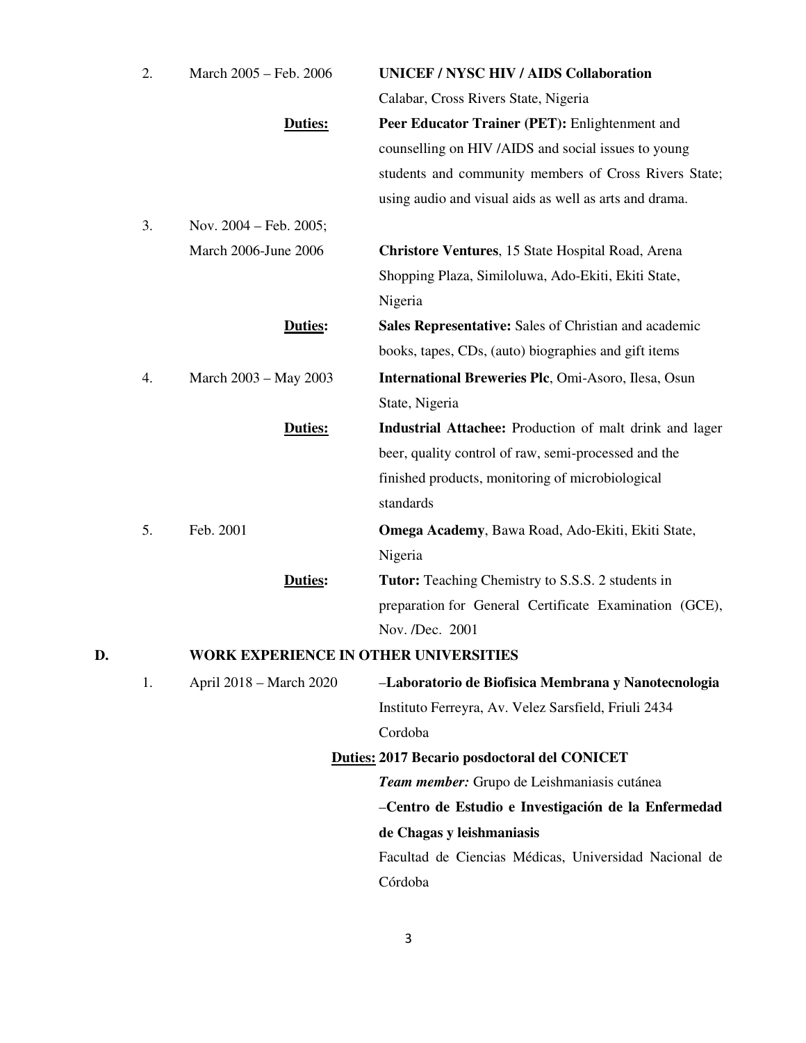2. March 2005 – Feb. 2006 — **UNICEF / NYSC HIV / AIDS Collaboration**
Calabar, Cross Rivers State, Nigeria

**Duties:** **Peer Educator Trainer (PET):** Enlightenment and counselling on HIV /AIDS and social issues to young students and community members of Cross Rivers State; using audio and visual aids as well as arts and drama.

3. Nov. 2004 – Feb. 2005;
March 2006-June 2006 — **Christore Ventures**, 15 State Hospital Road, Arena Shopping Plaza, Similoluwa, Ado-Ekiti, Ekiti State, Nigeria

**Duties:** **Sales Representative:** Sales of Christian and academic books, tapes, CDs, (auto) biographies and gift items

4. March 2003 – May 2003 — **International Breweries Plc**, Omi-Asoro, Ilesa, Osun State, Nigeria

**Duties:** **Industrial Attachee:** Production of malt drink and lager beer, quality control of raw, semi-processed and the finished products, monitoring of microbiological standards

5. Feb. 2001 — **Omega Academy**, Bawa Road, Ado-Ekiti, Ekiti State, Nigeria

**Duties:** **Tutor:** Teaching Chemistry to S.S.S. 2 students in preparation for General Certificate Examination (GCE), Nov. /Dec. 2001

## D. WORK EXPERIENCE IN OTHER UNIVERSITIES

1. April 2018 – March 2020 — –**Laboratorio de Biofisica Membrana y Nanotecnologia**
Instituto Ferreyra, Av. Velez Sarsfield, Friuli 2434
Cordoba

**Duties:** **2017 Becario posdoctoral del CONICET**

***Team member:*** Grupo de Leishmaniasis cutánea

–**Centro de Estudio e Investigación de la Enfermedad de Chagas y leishmaniasis**
Facultad de Ciencias Médicas, Universidad Nacional de Córdoba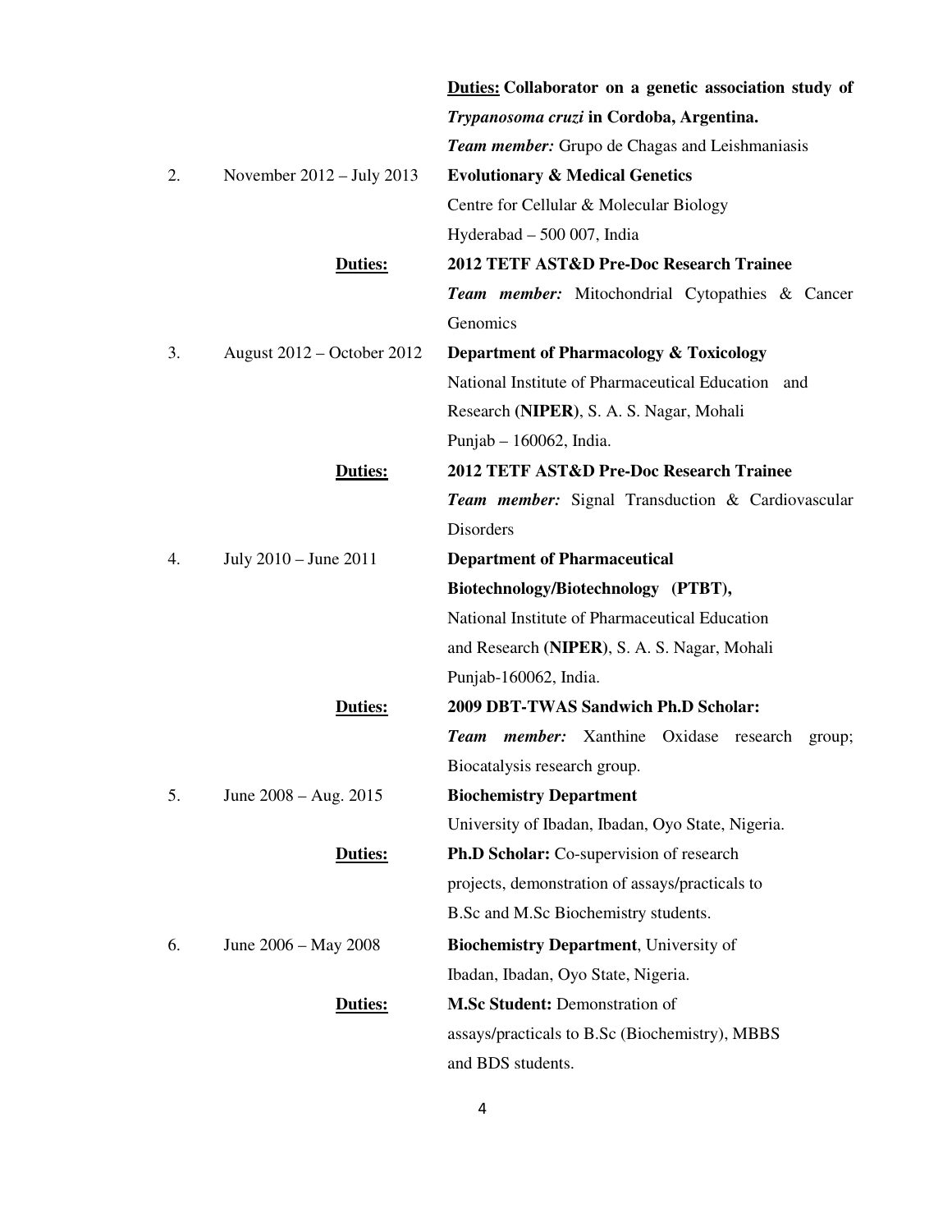| | | |
|---|---|---|
| | | **Duties: Collaborator on a genetic association study of *Trypanosoma cruzi* in Cordoba, Argentina.** |
| | | ***Team member:*** Grupo de Chagas and Leishmaniasis |
| 2. | November 2012 – July 2013 | **Evolutionary & Medical Genetics**<br>Centre for Cellular & Molecular Biology<br>Hyderabad – 500 007, India |
| | **Duties:** | **2012 TETF AST&D Pre-Doc Research Trainee**<br>***Team member:*** Mitochondrial Cytopathies & Cancer Genomics |
| 3. | August 2012 – October 2012 | **Department of Pharmacology & Toxicology**<br>National Institute of Pharmaceutical Education and Research (**NIPER**), S. A. S. Nagar, Mohali<br>Punjab – 160062, India. |
| | **Duties:** | **2012 TETF AST&D Pre-Doc Research Trainee**<br>***Team member:*** Signal Transduction & Cardiovascular Disorders |
| 4. | July 2010 – June 2011 | **Department of Pharmaceutical Biotechnology/Biotechnology (PTBT),**<br>National Institute of Pharmaceutical Education and Research (**NIPER**), S. A. S. Nagar, Mohali<br>Punjab-160062, India. |
| | **Duties:** | **2009 DBT-TWAS Sandwich Ph.D Scholar:**<br>***Team member:*** Xanthine Oxidase research group; Biocatalysis research group. |
| 5. | June 2008 – Aug. 2015 | **Biochemistry Department**<br>University of Ibadan, Ibadan, Oyo State, Nigeria. |
| | **Duties:** | **Ph.D Scholar:** Co-supervision of research projects, demonstration of assays/practicals to B.Sc and M.Sc Biochemistry students. |
| 6. | June 2006 – May 2008 | **Biochemistry Department**, University of Ibadan, Ibadan, Oyo State, Nigeria. |
| | **Duties:** | **M.Sc Student:** Demonstration of assays/practicals to B.Sc (Biochemistry), MBBS and BDS students. |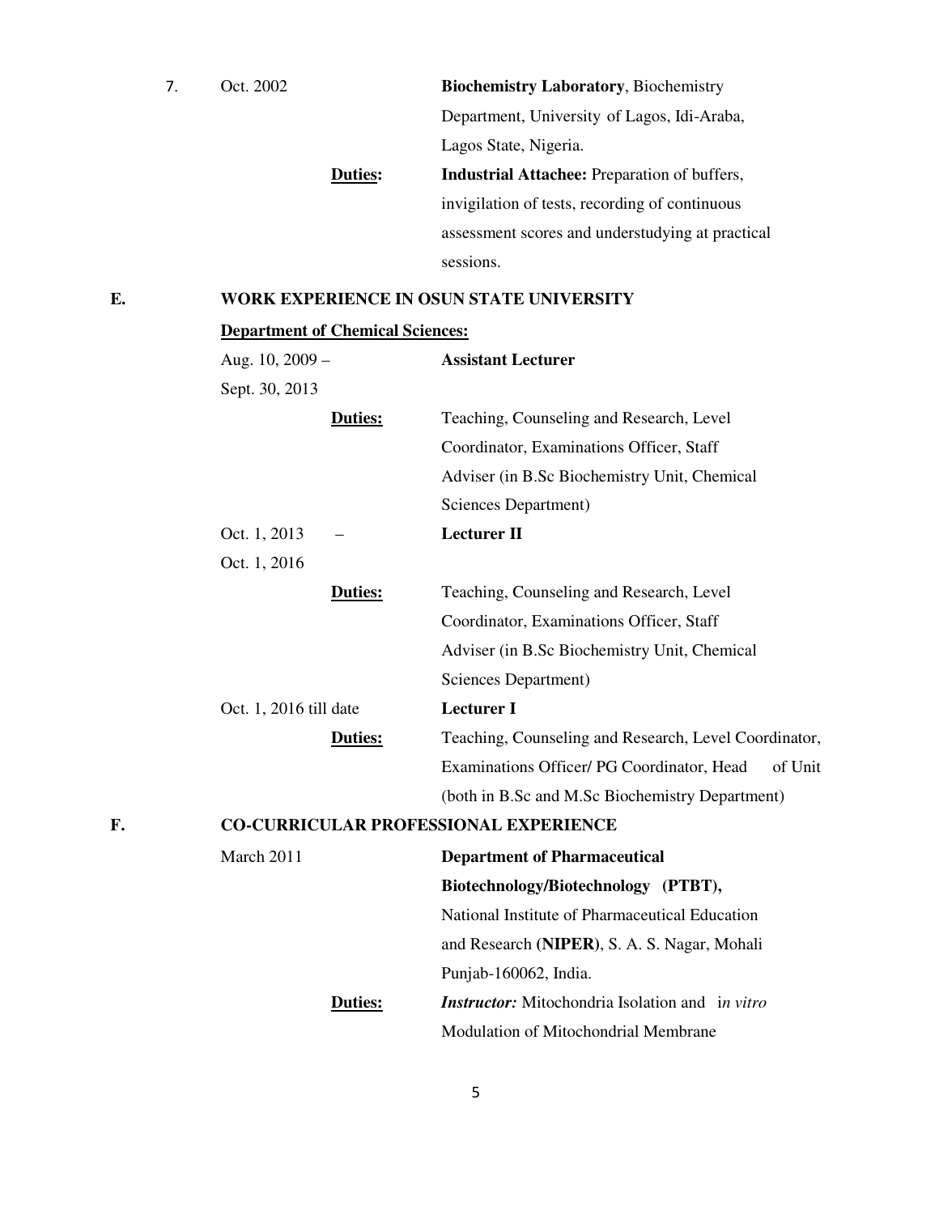7. Oct. 2002 — **Biochemistry Laboratory**, Biochemistry Department, University of Lagos, Idi-Araba, Lagos State, Nigeria.

   **Duties:** **Industrial Attachee:** Preparation of buffers, invigilation of tests, recording of continuous assessment scores and understudying at practical sessions.

## E. WORK EXPERIENCE IN OSUN STATE UNIVERSITY

**Department of Chemical Sciences:**

Aug. 10, 2009 – Sept. 30, 2013 — **Assistant Lecturer**

**Duties:** Teaching, Counseling and Research, Level Coordinator, Examinations Officer, Staff Adviser (in B.Sc Biochemistry Unit, Chemical Sciences Department)

Oct. 1, 2013 – Oct. 1, 2016 — **Lecturer II**

**Duties:** Teaching, Counseling and Research, Level Coordinator, Examinations Officer, Staff Adviser (in B.Sc Biochemistry Unit, Chemical Sciences Department)

Oct. 1, 2016 till date — **Lecturer I**

**Duties:** Teaching, Counseling and Research, Level Coordinator, Examinations Officer/ PG Coordinator, Head of Unit (both in B.Sc and M.Sc Biochemistry Department)

## F. CO-CURRICULAR PROFESSIONAL EXPERIENCE

March 2011 — **Department of Pharmaceutical Biotechnology/Biotechnology (PTBT),** National Institute of Pharmaceutical Education and Research (**NIPER**), S. A. S. Nagar, Mohali Punjab-160062, India.

**Duties:** ***Instructor:*** Mitochondria Isolation and *in vitro* Modulation of Mitochondrial Membrane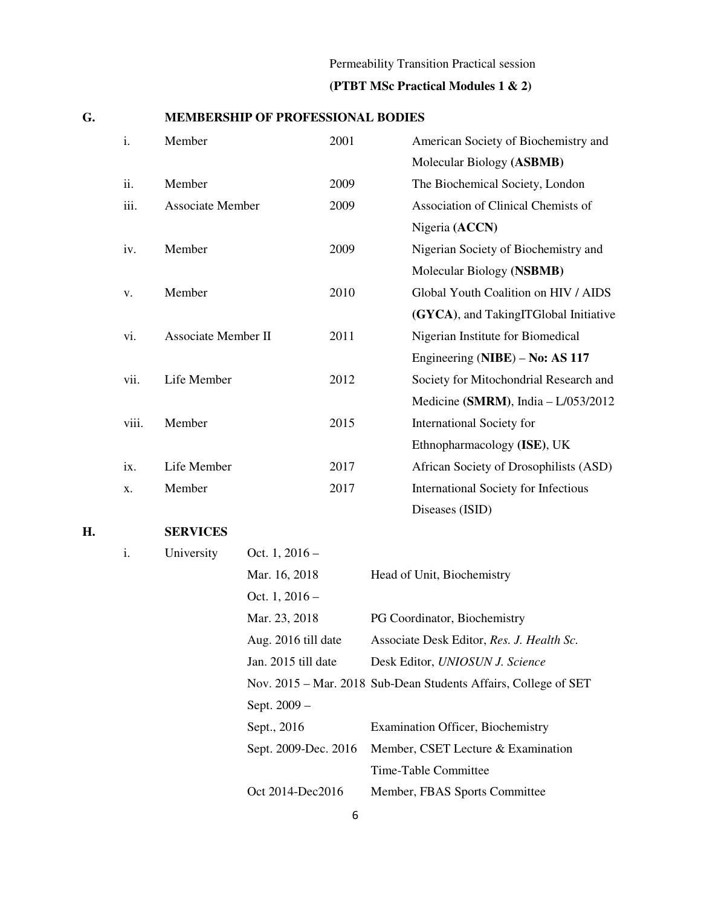Permeability Transition Practical session

**(PTBT MSc Practical Modules 1 & 2)**

## G. MEMBERSHIP OF PROFESSIONAL BODIES

| | | | |
|---|---|---|---|
| i. | Member | 2001 | American Society of Biochemistry and Molecular Biology **(ASBMB)** |
| ii. | Member | 2009 | The Biochemical Society, London |
| iii. | Associate Member | 2009 | Association of Clinical Chemists of Nigeria **(ACCN)** |
| iv. | Member | 2009 | Nigerian Society of Biochemistry and Molecular Biology **(NSBMB)** |
| v. | Member | 2010 | Global Youth Coalition on HIV / AIDS **(GYCA)**, and TakingITGlobal Initiative |
| vi. | Associate Member II | 2011 | Nigerian Institute for Biomedical Engineering (**NIBE**) – **No: AS 117** |
| vii. | Life Member | 2012 | Society for Mitochondrial Research and Medicine **(SMRM)**, India – L/053/2012 |
| viii. | Member | 2015 | International Society for Ethnopharmacology **(ISE)**, UK |
| ix. | Life Member | 2017 | African Society of Drosophilists (ASD) |
| x. | Member | 2017 | International Society for Infectious Diseases (ISID) |

## H. SERVICES

| | | | |
|---|---|---|---|
| i. | University | Oct. 1, 2016 – Mar. 16, 2018 | Head of Unit, Biochemistry |
| | | Oct. 1, 2016 – Mar. 23, 2018 | PG Coordinator, Biochemistry |
| | | Aug. 2016 till date | Associate Desk Editor, *Res. J. Health Sc.* |
| | | Jan. 2015 till date | Desk Editor, *UNIOSUN J. Science* |
| | | Nov. 2015 – Mar. 2018 | Sub-Dean Students Affairs, College of SET |
| | | Sept. 2009 – Sept., 2016 | Examination Officer, Biochemistry |
| | | Sept. 2009-Dec. 2016 | Member, CSET Lecture & Examination Time-Table Committee |
| | | Oct 2014-Dec2016 | Member, FBAS Sports Committee |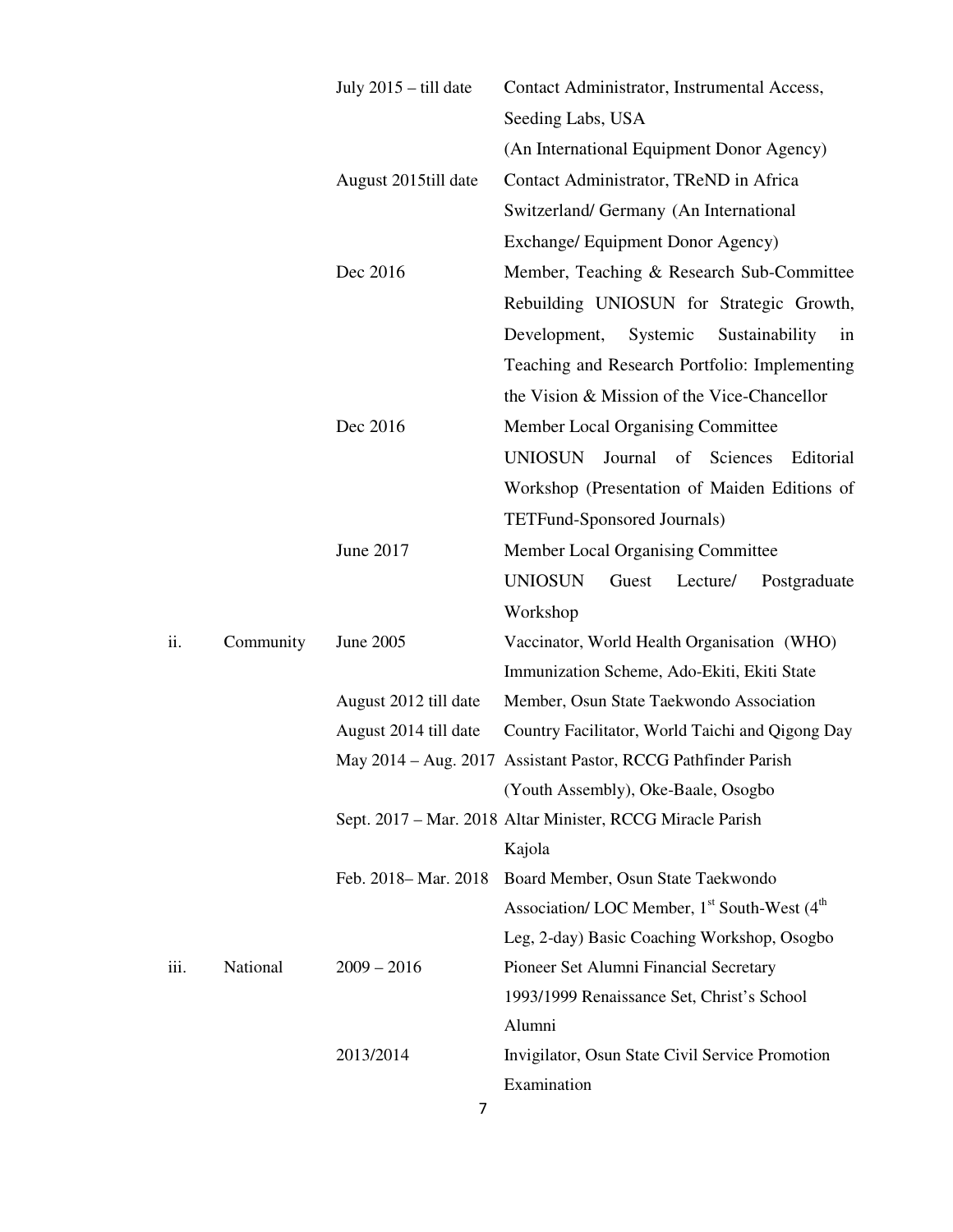| | | | |
|---|---|---|---|
| | | July 2015 – till date | Contact Administrator, Instrumental Access, Seeding Labs, USA (An International Equipment Donor Agency) |
| | | August 2015till date | Contact Administrator, TReND in Africa Switzerland/ Germany (An International Exchange/ Equipment Donor Agency) |
| | | Dec 2016 | Member, Teaching & Research Sub-Committee Rebuilding UNIOSUN for Strategic Growth, Development, Systemic Sustainability in Teaching and Research Portfolio: Implementing the Vision & Mission of the Vice-Chancellor |
| | | Dec 2016 | Member Local Organising Committee UNIOSUN Journal of Sciences Editorial Workshop (Presentation of Maiden Editions of TETFund-Sponsored Journals) |
| | | June 2017 | Member Local Organising Committee UNIOSUN Guest Lecture/ Postgraduate Workshop |
| ii. | Community | June 2005 | Vaccinator, World Health Organisation (WHO) Immunization Scheme, Ado-Ekiti, Ekiti State |
| | | August 2012 till date | Member, Osun State Taekwondo Association |
| | | August 2014 till date | Country Facilitator, World Taichi and Qigong Day |
| | | May 2014 – Aug. 2017 | Assistant Pastor, RCCG Pathfinder Parish (Youth Assembly), Oke-Baale, Osogbo |
| | | Sept. 2017 – Mar. 2018 | Altar Minister, RCCG Miracle Parish Kajola |
| | | Feb. 2018– Mar. 2018 | Board Member, Osun State Taekwondo Association/ LOC Member, 1st South-West (4th Leg, 2-day) Basic Coaching Workshop, Osogbo |
| iii. | National | 2009 – 2016 | Pioneer Set Alumni Financial Secretary 1993/1999 Renaissance Set, Christ's School Alumni |
| | | 2013/2014 | Invigilator, Osun State Civil Service Promotion Examination |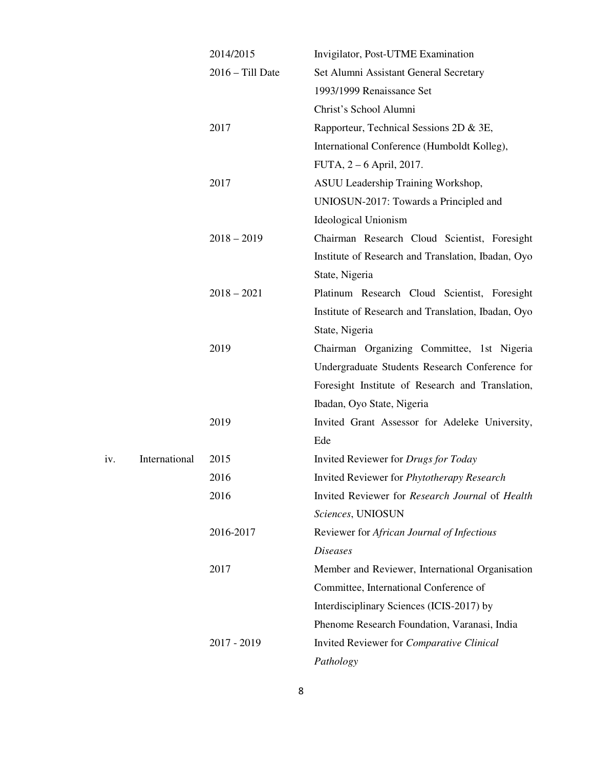| | | | |
|---|---|---|---|
| | | 2014/2015 | Invigilator, Post-UTME Examination |
| | | 2016 – Till Date | Set Alumni Assistant General Secretary 1993/1999 Renaissance Set Christ's School Alumni |
| | | 2017 | Rapporteur, Technical Sessions 2D & 3E, International Conference (Humboldt Kolleg), FUTA, 2 – 6 April, 2017. |
| | | 2017 | ASUU Leadership Training Workshop, UNIOSUN-2017: Towards a Principled and Ideological Unionism |
| | | 2018 – 2019 | Chairman Research Cloud Scientist, Foresight Institute of Research and Translation, Ibadan, Oyo State, Nigeria |
| | | 2018 – 2021 | Platinum Research Cloud Scientist, Foresight Institute of Research and Translation, Ibadan, Oyo State, Nigeria |
| | | 2019 | Chairman Organizing Committee, 1st Nigeria Undergraduate Students Research Conference for Foresight Institute of Research and Translation, Ibadan, Oyo State, Nigeria |
| | | 2019 | Invited Grant Assessor for Adeleke University, Ede |
| iv. | International | 2015 | Invited Reviewer for *Drugs for Today* |
| | | 2016 | Invited Reviewer for *Phytotherapy Research* |
| | | 2016 | Invited Reviewer for *Research Journal* of *Health Sciences*, UNIOSUN |
| | | 2016-2017 | Reviewer for *African Journal of Infectious Diseases* |
| | | 2017 | Member and Reviewer, International Organisation Committee, International Conference of Interdisciplinary Sciences (ICIS-2017) by Phenome Research Foundation, Varanasi, India |
| | | 2017 - 2019 | Invited Reviewer for *Comparative Clinical Pathology* |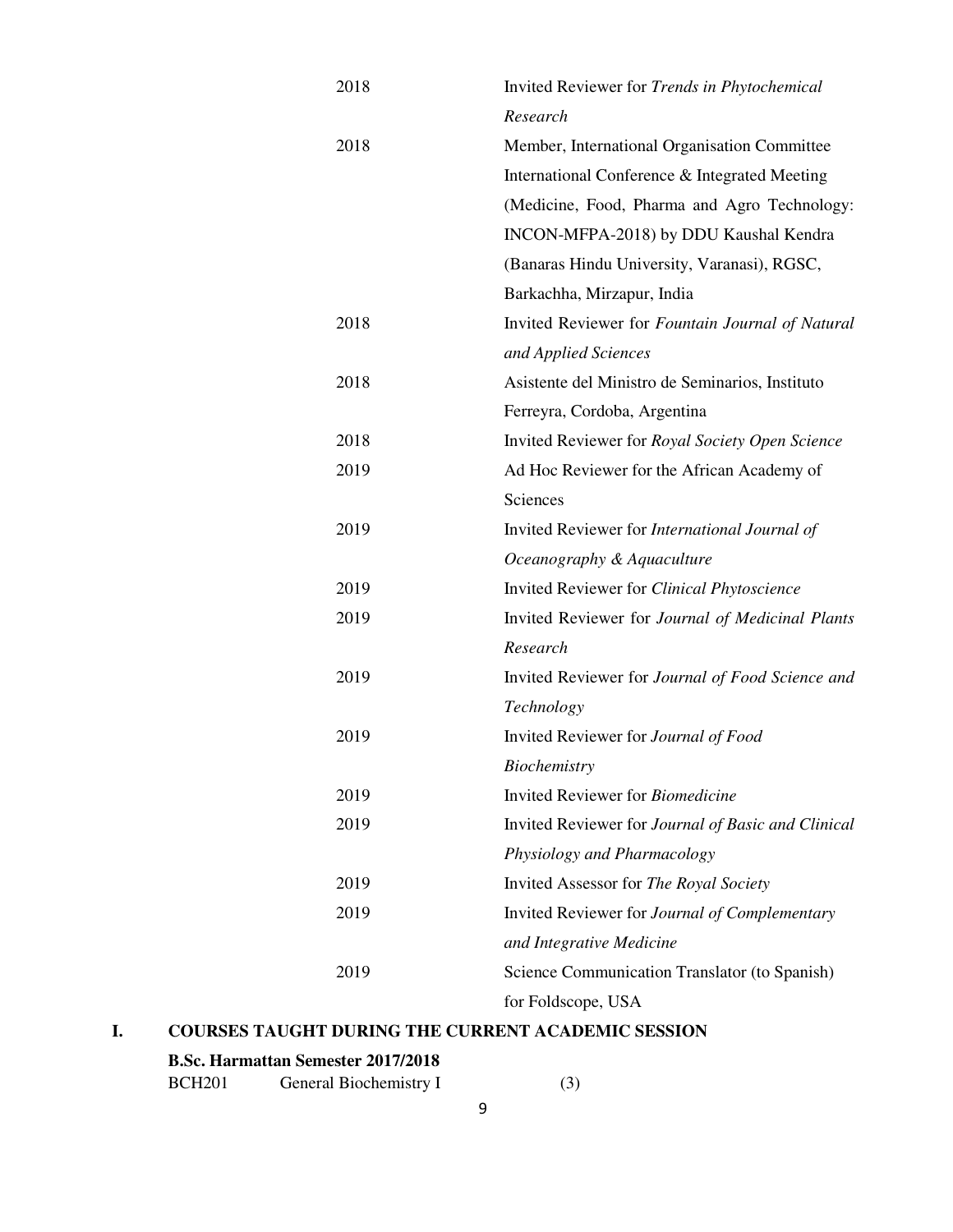| | |
|---|---|
| 2018 | Invited Reviewer for *Trends in Phytochemical Research* |
| 2018 | Member, International Organisation Committee International Conference & Integrated Meeting (Medicine, Food, Pharma and Agro Technology: INCON-MFPA-2018) by DDU Kaushal Kendra (Banaras Hindu University, Varanasi), RGSC, Barkachha, Mirzapur, India |
| 2018 | Invited Reviewer for *Fountain Journal of Natural and Applied Sciences* |
| 2018 | Asistente del Ministro de Seminarios, Instituto Ferreyra, Cordoba, Argentina |
| 2018 | Invited Reviewer for *Royal Society Open Science* |
| 2019 | Ad Hoc Reviewer for the African Academy of Sciences |
| 2019 | Invited Reviewer for *International Journal of Oceanography & Aquaculture* |
| 2019 | Invited Reviewer for *Clinical Phytoscience* |
| 2019 | Invited Reviewer for *Journal of Medicinal Plants Research* |
| 2019 | Invited Reviewer for *Journal of Food Science and Technology* |
| 2019 | Invited Reviewer for *Journal of Food Biochemistry* |
| 2019 | Invited Reviewer for *Biomedicine* |
| 2019 | Invited Reviewer for *Journal of Basic and Clinical Physiology and Pharmacology* |
| 2019 | Invited Assessor for *The Royal Society* |
| 2019 | Invited Reviewer for *Journal of Complementary and Integrative Medicine* |
| 2019 | Science Communication Translator (to Spanish) for Foldscope, USA |

## I. COURSES TAUGHT DURING THE CURRENT ACADEMIC SESSION

**B.Sc. Harmattan Semester 2017/2018**

| | | |
|---|---|---|
| BCH201 | General Biochemistry I | (3) |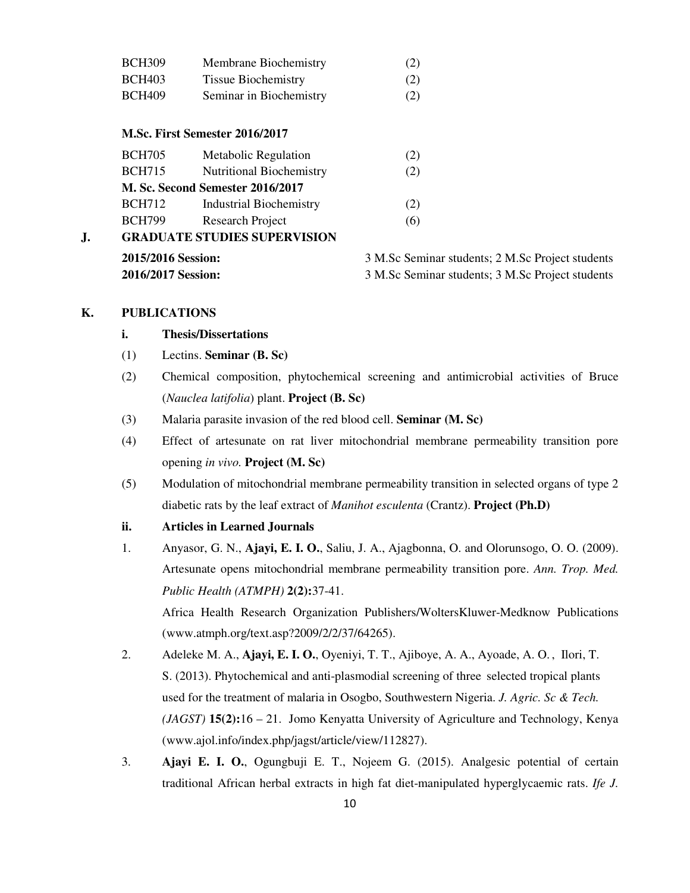| | | |
|---|---|---|
| BCH309 | Membrane Biochemistry | (2) |
| BCH403 | Tissue Biochemistry | (2) |
| BCH409 | Seminar in Biochemistry | (2) |

**M.Sc. First Semester 2016/2017**

| | | |
|---|---|---|
| BCH705 | Metabolic Regulation | (2) |
| BCH715 | Nutritional Biochemistry | (2) |

**M. Sc. Second Semester 2016/2017**

| | | |
|---|---|---|
| BCH712 | Industrial Biochemistry | (2) |
| BCH799 | Research Project | (6) |

## J. GRADUATE STUDIES SUPERVISION

**2015/2016 Session:** 3 M.Sc Seminar students; 2 M.Sc Project students

**2016/2017 Session:** 3 M.Sc Seminar students; 3 M.Sc Project students

## K. PUBLICATIONS

### i. Thesis/Dissertations

(1) Lectins. **Seminar (B. Sc)**

(2) Chemical composition, phytochemical screening and antimicrobial activities of Bruce (*Nauclea latifolia*) plant. **Project (B. Sc)**

(3) Malaria parasite invasion of the red blood cell. **Seminar (M. Sc)**

(4) Effect of artesunate on rat liver mitochondrial membrane permeability transition pore opening *in vivo.* **Project (M. Sc)**

(5) Modulation of mitochondrial membrane permeability transition in selected organs of type 2 diabetic rats by the leaf extract of *Manihot esculenta* (Crantz). **Project (Ph.D)**

### ii. Articles in Learned Journals

1. Anyasor, G. N., **Ajayi, E. I. O.**, Saliu, J. A., Ajagbonna, O. and Olorunsogo, O. O. (2009). Artesunate opens mitochondrial membrane permeability transition pore. *Ann. Trop. Med. Public Health (ATMPH)* **2(2):**37-41.

   Africa Health Research Organization Publishers/WoltersKluwer-Medknow Publications (www.atmph.org/text.asp?2009/2/2/37/64265).

2. Adeleke M. A., **Ajayi, E. I. O.**, Oyeniyi, T. T., Ajiboye, A. A., Ayoade, A. O. , Ilori, T. S. (2013). Phytochemical and anti-plasmodial screening of three selected tropical plants used for the treatment of malaria in Osogbo, Southwestern Nigeria. *J. Agric. Sc & Tech. (JAGST)* **15(2):**16 – 21. Jomo Kenyatta University of Agriculture and Technology, Kenya (www.ajol.info/index.php/jagst/article/view/112827).

3. **Ajayi E. I. O.**, Ogungbuji E. T., Nojeem G. (2015). Analgesic potential of certain traditional African herbal extracts in high fat diet-manipulated hyperglycaemic rats. *Ife J.*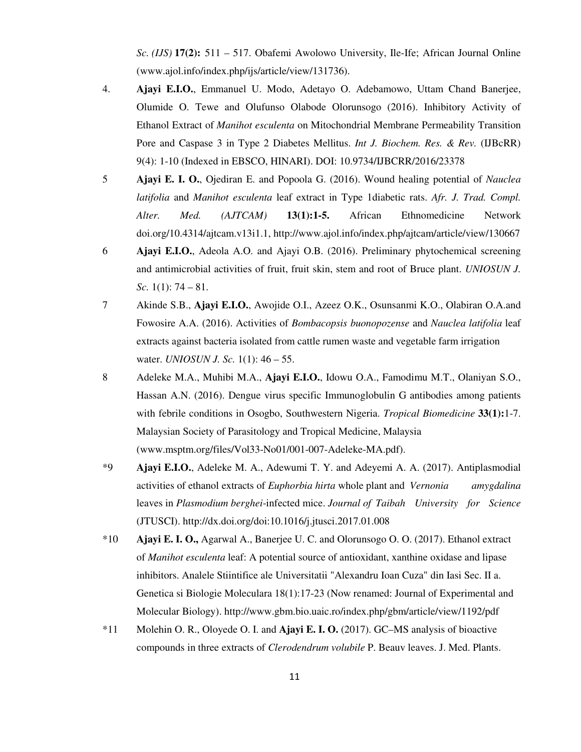*Sc. (IJS)* **17(2):** 511 – 517. Obafemi Awolowo University, Ile-Ife; African Journal Online (www.ajol.info/index.php/ijs/article/view/131736).

4. **Ajayi E.I.O.**, Emmanuel U. Modo, Adetayo O. Adebamowo, Uttam Chand Banerjee, Olumide O. Tewe and Olufunso Olabode Olorunsogo (2016). Inhibitory Activity of Ethanol Extract of *Manihot esculenta* on Mitochondrial Membrane Permeability Transition Pore and Caspase 3 in Type 2 Diabetes Mellitus. *Int J. Biochem. Res. & Rev.* (IJBcRR) 9(4): 1-10 (Indexed in EBSCO, HINARI). DOI: 10.9734/IJBCRR/2016/23378

5 **Ajayi E. I. O.**, Ojediran E. and Popoola G. (2016). Wound healing potential of *Nauclea latifolia* and *Manihot esculenta* leaf extract in Type 1diabetic rats. *Afr. J. Trad. Compl. Alter. Med. (AJTCAM)* **13(1):1-5.** African Ethnomedicine Network doi.org/10.4314/ajtcam.v13i1.1, http://www.ajol.info/index.php/ajtcam/article/view/130667

6 **Ajayi E.I.O.**, Adeola A.O. and Ajayi O.B. (2016). Preliminary phytochemical screening and antimicrobial activities of fruit, fruit skin, stem and root of Bruce plant. *UNIOSUN J. Sc.* 1(1): 74 – 81.

7 Akinde S.B., **Ajayi E.I.O.**, Awojide O.I., Azeez O.K., Osunsanmi K.O., Olabiran O.A.and Fowosire A.A. (2016). Activities of *Bombacopsis buonopozense* and *Nauclea latifolia* leaf extracts against bacteria isolated from cattle rumen waste and vegetable farm irrigation water. *UNIOSUN J. Sc.* 1(1): 46 – 55.

8 Adeleke M.A., Muhibi M.A., **Ajayi E.I.O.**, Idowu O.A., Famodimu M.T., Olaniyan S.O., Hassan A.N. (2016). Dengue virus specific Immunoglobulin G antibodies among patients with febrile conditions in Osogbo, Southwestern Nigeria. *Tropical Biomedicine* **33(1):**1-7. Malaysian Society of Parasitology and Tropical Medicine, Malaysia (www.msptm.org/files/Vol33-No01/001-007-Adeleke-MA.pdf).

*9 **Ajayi E.I.O.**, Adeleke M. A., Adewumi T. Y. and Adeyemi A. A. (2017). Antiplasmodial activities of ethanol extracts of *Euphorbia hirta* whole plant and *Vernonia amygdalina* leaves in *Plasmodium berghei*-infected mice. *Journal of Taibah University for Science* (JTUSCI). http://dx.doi.org/doi:10.1016/j.jtusci.2017.01.008

*10 **Ajayi E. I. O.,** Agarwal A., Banerjee U. C. and Olorunsogo O. O. (2017). Ethanol extract of *Manihot esculenta* leaf: A potential source of antioxidant, xanthine oxidase and lipase inhibitors. Analele Stiintifice ale Universitatii "Alexandru Ioan Cuza" din Iasi Sec. II a. Genetica si Biologie Moleculara 18(1):17-23 (Now renamed: Journal of Experimental and Molecular Biology). http://www.gbm.bio.uaic.ro/index.php/gbm/article/view/1192/pdf

*11 Molehin O. R., Oloyede O. I. and **Ajayi E. I. O.** (2017). GC–MS analysis of bioactive compounds in three extracts of *Clerodendrum volubile* P. Beauv leaves. J. Med. Plants.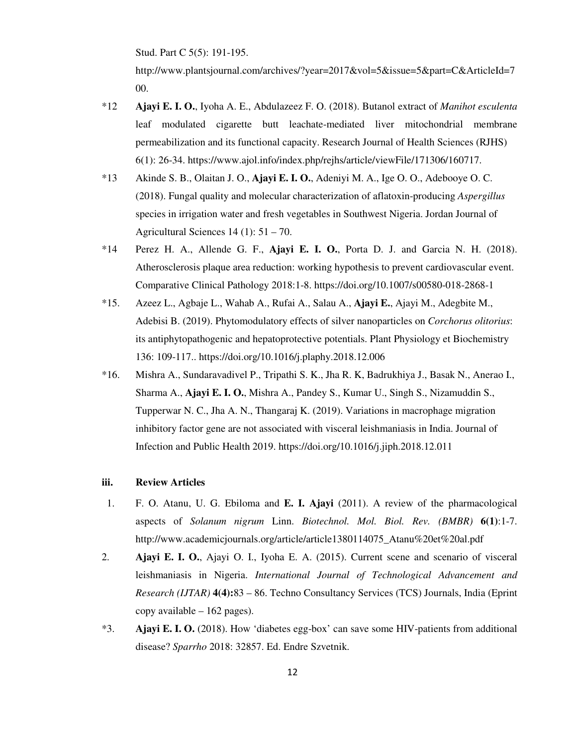Stud. Part C 5(5): 191-195. http://www.plantsjournal.com/archives/?year=2017&vol=5&issue=5&part=C&ArticleId=700.

*12 **Ajayi E. I. O.**, Iyoha A. E., Abdulazeez F. O. (2018). Butanol extract of *Manihot esculenta* leaf modulated cigarette butt leachate-mediated liver mitochondrial membrane permeabilization and its functional capacity. Research Journal of Health Sciences (RJHS) 6(1): 26-34. https://www.ajol.info/index.php/rejhs/article/viewFile/171306/160717.

*13 Akinde S. B., Olaitan J. O., **Ajayi E. I. O.**, Adeniyi M. A., Ige O. O., Adebooye O. C. (2018). Fungal quality and molecular characterization of aflatoxin-producing *Aspergillus* species in irrigation water and fresh vegetables in Southwest Nigeria. Jordan Journal of Agricultural Sciences 14 (1): 51 – 70.

*14 Perez H. A., Allende G. F., **Ajayi E. I. O.**, Porta D. J. and Garcia N. H. (2018). Atherosclerosis plaque area reduction: working hypothesis to prevent cardiovascular event. Comparative Clinical Pathology 2018:1-8. https://doi.org/10.1007/s00580-018-2868-1

*15. Azeez L., Agbaje L., Wahab A., Rufai A., Salau A., **Ajayi E.**, Ajayi M., Adegbite M., Adebisi B. (2019). Phytomodulatory effects of silver nanoparticles on *Corchorus olitorius*: its antiphytopathogenic and hepatoprotective potentials. Plant Physiology et Biochemistry 136: 109-117.. https://doi.org/10.1016/j.plaphy.2018.12.006

*16. Mishra A., Sundaravadivel P., Tripathi S. K., Jha R. K, Badrukhiya J., Basak N., Anerao I., Sharma A., **Ajayi E. I. O.**, Mishra A., Pandey S., Kumar U., Singh S., Nizamuddin S., Tupperwar N. C., Jha A. N., Thangaraj K. (2019). Variations in macrophage migration inhibitory factor gene are not associated with visceral leishmaniasis in India. Journal of Infection and Public Health 2019. https://doi.org/10.1016/j.jiph.2018.12.011

**iii. Review Articles**

1. F. O. Atanu, U. G. Ebiloma and **E. I. Ajayi** (2011). A review of the pharmacological aspects of *Solanum nigrum* Linn. *Biotechnol. Mol. Biol. Rev. (BMBR)* **6(1)**:1-7. http://www.academicjournals.org/article/article1380114075_Atanu%20et%20al.pdf

2. **Ajayi E. I. O.**, Ajayi O. I., Iyoha E. A. (2015). Current scene and scenario of visceral leishmaniasis in Nigeria. *International Journal of Technological Advancement and Research (IJTAR)* **4(4):**83 – 86. Techno Consultancy Services (TCS) Journals, India (Eprint copy available – 162 pages).

*3. **Ajayi E. I. O.** (2018). How 'diabetes egg-box' can save some HIV-patients from additional disease? *Sparrho* 2018: 32857. Ed. Endre Szvetnik.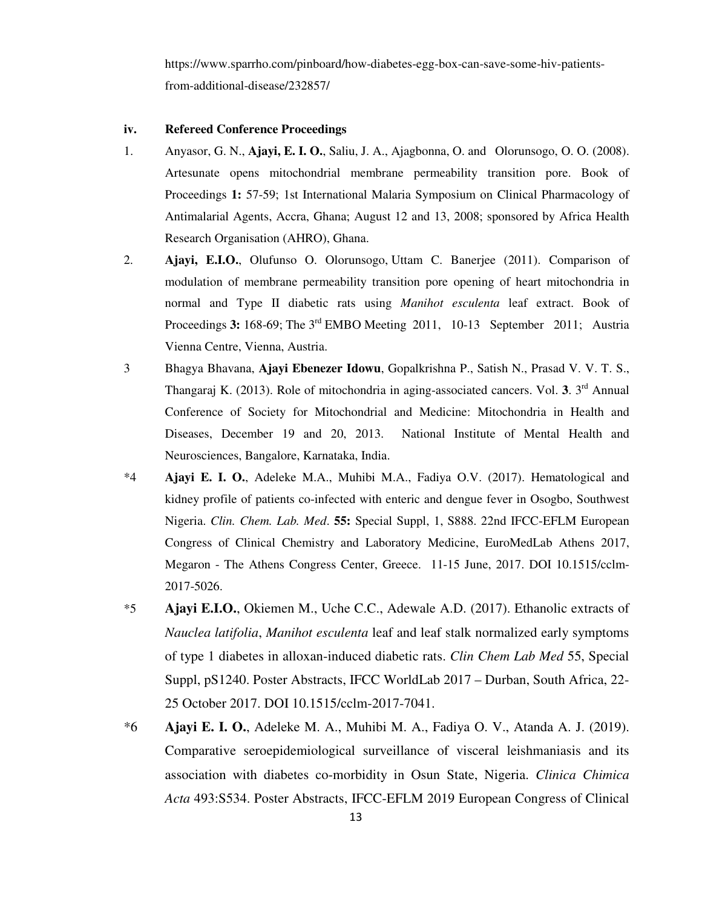https://www.sparrho.com/pinboard/how-diabetes-egg-box-can-save-some-hiv-patients-from-additional-disease/232857/

**iv. Refereed Conference Proceedings**

1. Anyasor, G. N., **Ajayi, E. I. O.**, Saliu, J. A., Ajagbonna, O. and Olorunsogo, O. O. (2008). Artesunate opens mitochondrial membrane permeability transition pore. Book of Proceedings **1:** 57-59; 1st International Malaria Symposium on Clinical Pharmacology of Antimalarial Agents, Accra, Ghana; August 12 and 13, 2008; sponsored by Africa Health Research Organisation (AHRO), Ghana.

2. **Ajayi, E.I.O.**, Olufunso O. Olorunsogo, Uttam C. Banerjee (2011). Comparison of modulation of membrane permeability transition pore opening of heart mitochondria in normal and Type II diabetic rats using *Manihot esculenta* leaf extract. Book of Proceedings **3:** 168-69; The 3rd EMBO Meeting 2011, 10-13 September 2011; Austria Vienna Centre, Vienna, Austria.

3. Bhagya Bhavana, **Ajayi Ebenezer Idowu**, Gopalkrishna P., Satish N., Prasad V. V. T. S., Thangaraj K. (2013). Role of mitochondria in aging-associated cancers. Vol. **3**. 3rd Annual Conference of Society for Mitochondrial and Medicine: Mitochondria in Health and Diseases, December 19 and 20, 2013. National Institute of Mental Health and Neurosciences, Bangalore, Karnataka, India.

*4 **Ajayi E. I. O.**, Adeleke M.A., Muhibi M.A., Fadiya O.V. (2017). Hematological and kidney profile of patients co-infected with enteric and dengue fever in Osogbo, Southwest Nigeria. *Clin. Chem. Lab. Med*. **55:** Special Suppl, 1, S888. 22nd IFCC-EFLM European Congress of Clinical Chemistry and Laboratory Medicine, EuroMedLab Athens 2017, Megaron - The Athens Congress Center, Greece. 11-15 June, 2017. DOI 10.1515/cclm-2017-5026.

*5 **Ajayi E.I.O.**, Okiemen M., Uche C.C., Adewale A.D. (2017). Ethanolic extracts of *Nauclea latifolia*, *Manihot esculenta* leaf and leaf stalk normalized early symptoms of type 1 diabetes in alloxan-induced diabetic rats. *Clin Chem Lab Med* 55, Special Suppl, pS1240. Poster Abstracts, IFCC WorldLab 2017 – Durban, South Africa, 22-25 October 2017. DOI 10.1515/cclm-2017-7041.

*6 **Ajayi E. I. O.**, Adeleke M. A., Muhibi M. A., Fadiya O. V., Atanda A. J. (2019). Comparative seroepidemiological surveillance of visceral leishmaniasis and its association with diabetes co-morbidity in Osun State, Nigeria. *Clinica Chimica Acta* 493:S534. Poster Abstracts, IFCC-EFLM 2019 European Congress of Clinical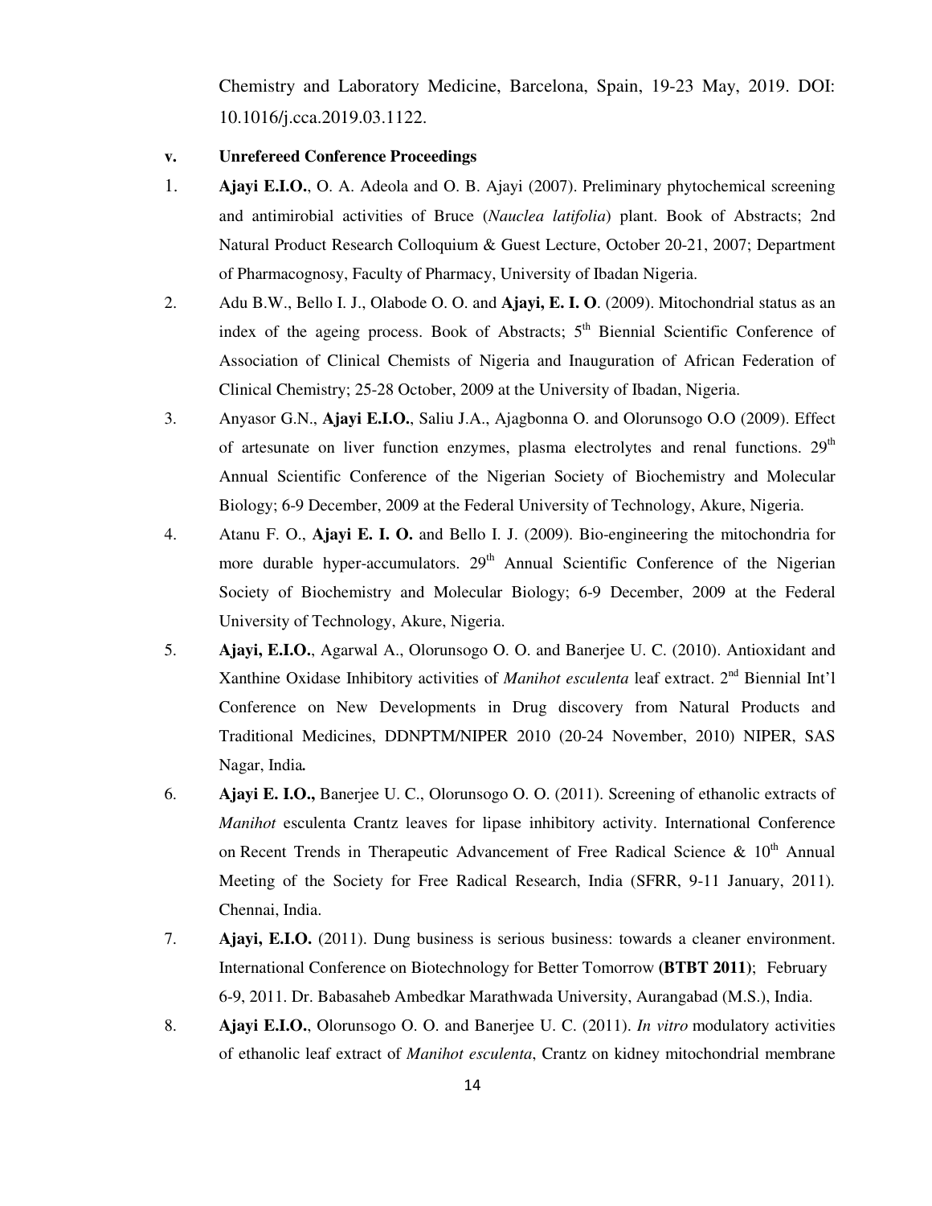Chemistry and Laboratory Medicine, Barcelona, Spain, 19-23 May, 2019. DOI: 10.1016/j.cca.2019.03.1122.

**v. Unrefereed Conference Proceedings**

1. **Ajayi E.I.O.**, O. A. Adeola and O. B. Ajayi (2007). Preliminary phytochemical screening and antimirobial activities of Bruce (*Nauclea latifolia*) plant. Book of Abstracts; 2nd Natural Product Research Colloquium & Guest Lecture, October 20-21, 2007; Department of Pharmacognosy, Faculty of Pharmacy, University of Ibadan Nigeria.
2. Adu B.W., Bello I. J., Olabode O. O. and **Ajayi, E. I. O**. (2009). Mitochondrial status as an index of the ageing process. Book of Abstracts; 5th Biennial Scientific Conference of Association of Clinical Chemists of Nigeria and Inauguration of African Federation of Clinical Chemistry; 25-28 October, 2009 at the University of Ibadan, Nigeria.
3. Anyasor G.N., **Ajayi E.I.O.**, Saliu J.A., Ajagbonna O. and Olorunsogo O.O (2009). Effect of artesunate on liver function enzymes, plasma electrolytes and renal functions. 29th Annual Scientific Conference of the Nigerian Society of Biochemistry and Molecular Biology; 6-9 December, 2009 at the Federal University of Technology, Akure, Nigeria.
4. Atanu F. O., **Ajayi E. I. O.** and Bello I. J. (2009). Bio-engineering the mitochondria for more durable hyper-accumulators. 29th Annual Scientific Conference of the Nigerian Society of Biochemistry and Molecular Biology; 6-9 December, 2009 at the Federal University of Technology, Akure, Nigeria.
5. **Ajayi, E.I.O.**, Agarwal A., Olorunsogo O. O. and Banerjee U. C. (2010). Antioxidant and Xanthine Oxidase Inhibitory activities of *Manihot esculenta* leaf extract. 2nd Biennial Int'l Conference on New Developments in Drug discovery from Natural Products and Traditional Medicines, DDNPTM/NIPER 2010 (20-24 November, 2010) NIPER, SAS Nagar, India**.**
6. **Ajayi E. I.O.,** Banerjee U. C., Olorunsogo O. O. (2011). Screening of ethanolic extracts of *Manihot* esculenta Crantz leaves for lipase inhibitory activity. International Conference on Recent Trends in Therapeutic Advancement of Free Radical Science & 10th Annual Meeting of the Society for Free Radical Research, India (SFRR, 9-11 January, 2011). Chennai, India.
7. **Ajayi, E.I.O.** (2011). Dung business is serious business: towards a cleaner environment. International Conference on Biotechnology for Better Tomorrow **(BTBT 2011)**; February 6-9, 2011. Dr. Babasaheb Ambedkar Marathwada University, Aurangabad (M.S.), India.
8. **Ajayi E.I.O.**, Olorunsogo O. O. and Banerjee U. C. (2011). *In vitro* modulatory activities of ethanolic leaf extract of *Manihot esculenta*, Crantz on kidney mitochondrial membrane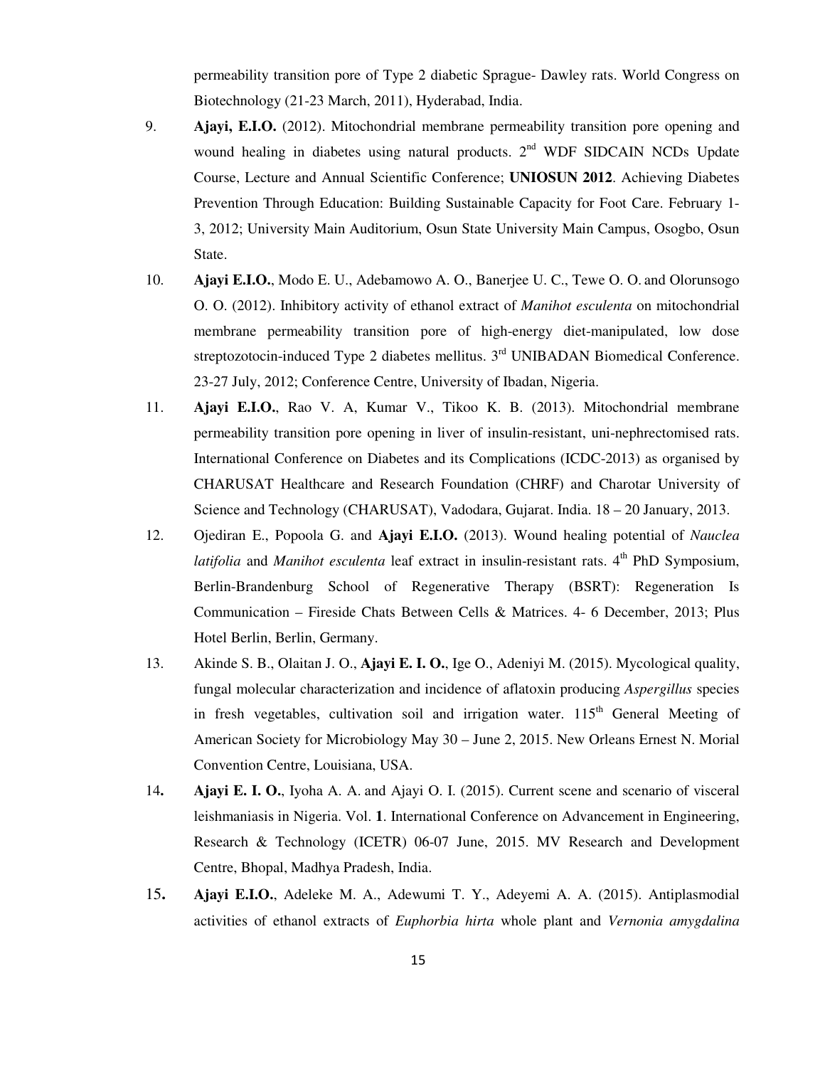permeability transition pore of Type 2 diabetic Sprague- Dawley rats. World Congress on Biotechnology (21-23 March, 2011), Hyderabad, India.

9. **Ajayi, E.I.O.** (2012). Mitochondrial membrane permeability transition pore opening and wound healing in diabetes using natural products. 2nd WDF SIDCAIN NCDs Update Course, Lecture and Annual Scientific Conference; **UNIOSUN 2012**. Achieving Diabetes Prevention Through Education: Building Sustainable Capacity for Foot Care. February 1-3, 2012; University Main Auditorium, Osun State University Main Campus, Osogbo, Osun State.

10. **Ajayi E.I.O.**, Modo E. U., Adebamowo A. O., Banerjee U. C., Tewe O. O. and Olorunsogo O. O. (2012). Inhibitory activity of ethanol extract of *Manihot esculenta* on mitochondrial membrane permeability transition pore of high-energy diet-manipulated, low dose streptozotocin-induced Type 2 diabetes mellitus. 3rd UNIBADAN Biomedical Conference. 23-27 July, 2012; Conference Centre, University of Ibadan, Nigeria.

11. **Ajayi E.I.O.**, Rao V. A, Kumar V., Tikoo K. B. (2013). Mitochondrial membrane permeability transition pore opening in liver of insulin-resistant, uni-nephrectomised rats. International Conference on Diabetes and its Complications (ICDC-2013) as organised by CHARUSAT Healthcare and Research Foundation (CHRF) and Charotar University of Science and Technology (CHARUSAT), Vadodara, Gujarat. India. 18 – 20 January, 2013.

12. Ojediran E., Popoola G. and **Ajayi E.I.O.** (2013). Wound healing potential of *Nauclea latifolia* and *Manihot esculenta* leaf extract in insulin-resistant rats. 4th PhD Symposium, Berlin-Brandenburg School of Regenerative Therapy (BSRT): Regeneration Is Communication – Fireside Chats Between Cells & Matrices. 4- 6 December, 2013; Plus Hotel Berlin, Berlin, Germany.

13. Akinde S. B., Olaitan J. O., **Ajayi E. I. O.**, Ige O., Adeniyi M. (2015). Mycological quality, fungal molecular characterization and incidence of aflatoxin producing *Aspergillus* species in fresh vegetables, cultivation soil and irrigation water. 115th General Meeting of American Society for Microbiology May 30 – June 2, 2015. New Orleans Ernest N. Morial Convention Centre, Louisiana, USA.

14. **Ajayi E. I. O.**, Iyoha A. A. and Ajayi O. I. (2015). Current scene and scenario of visceral leishmaniasis in Nigeria. Vol. **1**. International Conference on Advancement in Engineering, Research & Technology (ICETR) 06-07 June, 2015. MV Research and Development Centre, Bhopal, Madhya Pradesh, India.

15. **Ajayi E.I.O.**, Adeleke M. A., Adewumi T. Y., Adeyemi A. A. (2015). Antiplasmodial activities of ethanol extracts of *Euphorbia hirta* whole plant and *Vernonia amygdalina*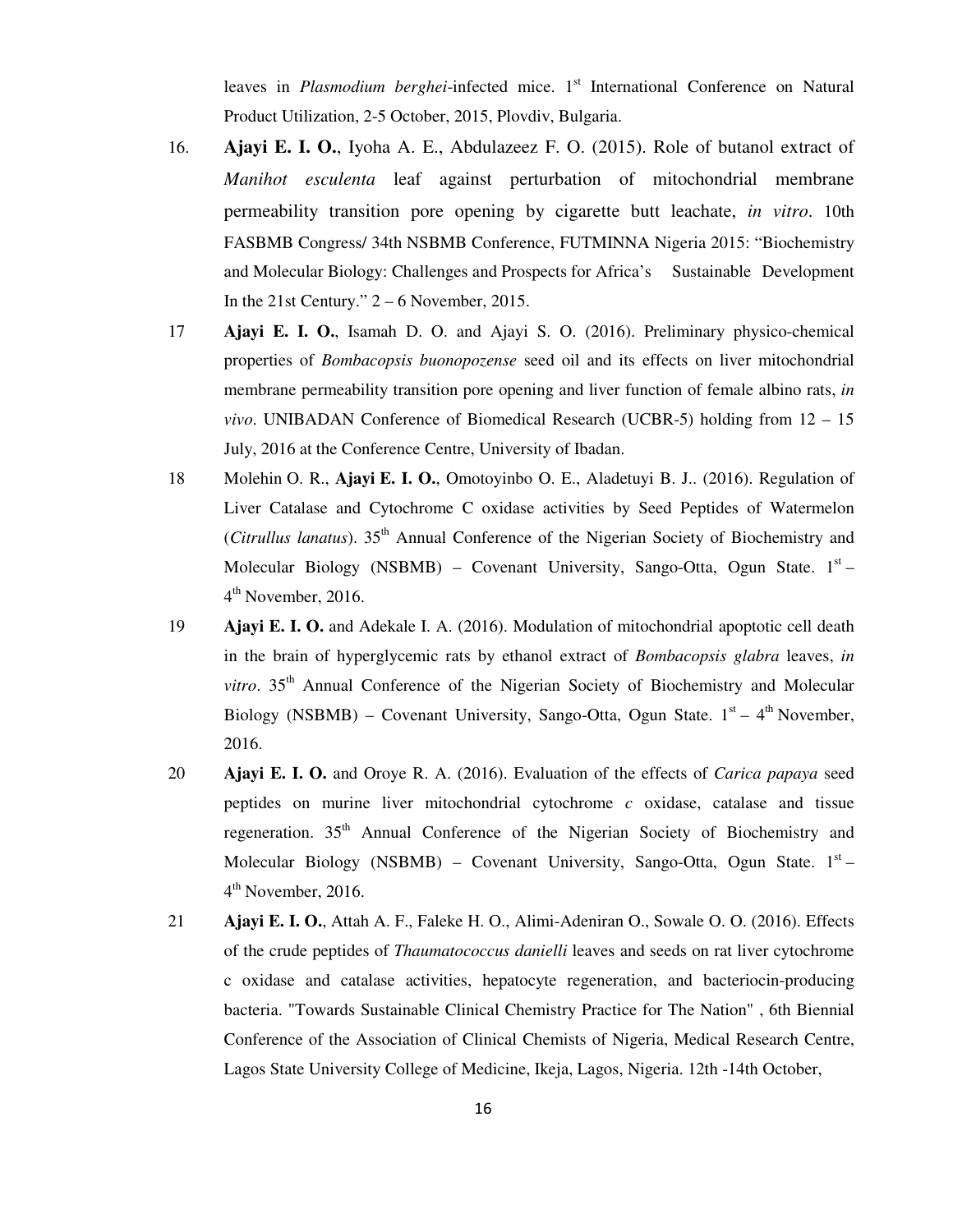leaves in *Plasmodium berghei*-infected mice. 1st International Conference on Natural Product Utilization, 2-5 October, 2015, Plovdiv, Bulgaria.

16. **Ajayi E. I. O.**, Iyoha A. E., Abdulazeez F. O. (2015). Role of butanol extract of *Manihot esculenta* leaf against perturbation of mitochondrial membrane permeability transition pore opening by cigarette butt leachate, *in vitro*. 10th FASBMB Congress/ 34th NSBMB Conference, FUTMINNA Nigeria 2015: "Biochemistry and Molecular Biology: Challenges and Prospects for Africa's Sustainable Development In the 21st Century." 2 – 6 November, 2015.

17. **Ajayi E. I. O.**, Isamah D. O. and Ajayi S. O. (2016). Preliminary physico-chemical properties of *Bombacopsis buonopozense* seed oil and its effects on liver mitochondrial membrane permeability transition pore opening and liver function of female albino rats, *in vivo*. UNIBADAN Conference of Biomedical Research (UCBR-5) holding from 12 – 15 July, 2016 at the Conference Centre, University of Ibadan.

18. Molehin O. R., **Ajayi E. I. O.**, Omotoyinbo O. E., Aladetuyi B. J.. (2016). Regulation of Liver Catalase and Cytochrome C oxidase activities by Seed Peptides of Watermelon (*Citrullus lanatus*). 35th Annual Conference of the Nigerian Society of Biochemistry and Molecular Biology (NSBMB) – Covenant University, Sango-Otta, Ogun State. 1st – 4th November, 2016.

19. **Ajayi E. I. O.** and Adekale I. A. (2016). Modulation of mitochondrial apoptotic cell death in the brain of hyperglycemic rats by ethanol extract of *Bombacopsis glabra* leaves, *in vitro*. 35th Annual Conference of the Nigerian Society of Biochemistry and Molecular Biology (NSBMB) – Covenant University, Sango-Otta, Ogun State. 1st – 4th November, 2016.

20. **Ajayi E. I. O.** and Oroye R. A. (2016). Evaluation of the effects of *Carica papaya* seed peptides on murine liver mitochondrial cytochrome *c* oxidase, catalase and tissue regeneration. 35th Annual Conference of the Nigerian Society of Biochemistry and Molecular Biology (NSBMB) – Covenant University, Sango-Otta, Ogun State. 1st – 4th November, 2016.

21. **Ajayi E. I. O.**, Attah A. F., Faleke H. O., Alimi-Adeniran O., Sowale O. O. (2016). Effects of the crude peptides of *Thaumatococcus danielli* leaves and seeds on rat liver cytochrome c oxidase and catalase activities, hepatocyte regeneration, and bacteriocin-producing bacteria. "Towards Sustainable Clinical Chemistry Practice for The Nation" , 6th Biennial Conference of the Association of Clinical Chemists of Nigeria, Medical Research Centre, Lagos State University College of Medicine, Ikeja, Lagos, Nigeria. 12th -14th October,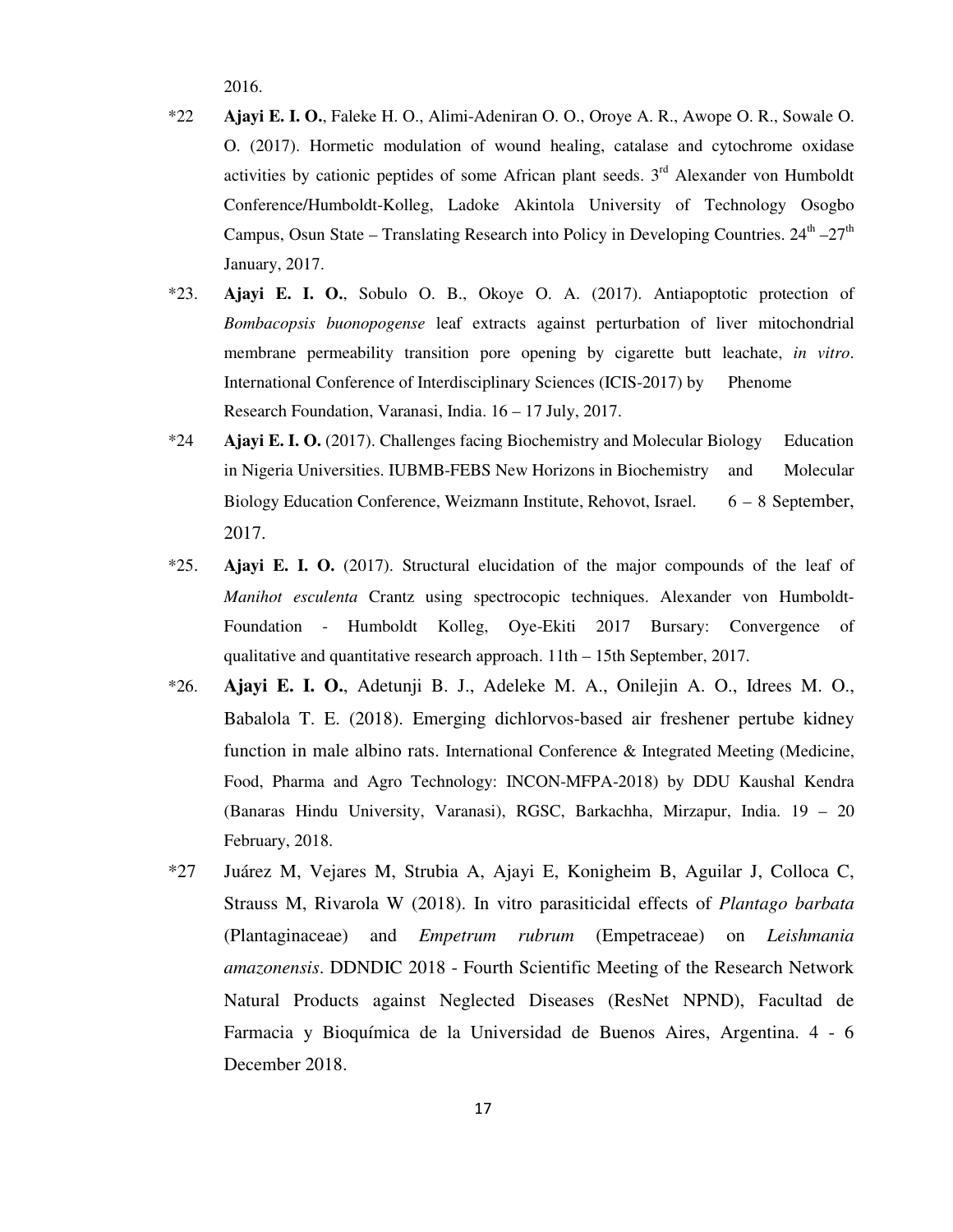2016.

*22 **Ajayi E. I. O.**, Faleke H. O., Alimi-Adeniran O. O., Oroye A. R., Awope O. R., Sowale O. O. (2017). Hormetic modulation of wound healing, catalase and cytochrome oxidase activities by cationic peptides of some African plant seeds. 3rd Alexander von Humboldt Conference/Humboldt-Kolleg, Ladoke Akintola University of Technology Osogbo Campus, Osun State – Translating Research into Policy in Developing Countries. 24th –27th January, 2017.

*23. **Ajayi E. I. O.**, Sobulo O. B., Okoye O. A. (2017). Antiapoptotic protection of *Bombacopsis buonopogense* leaf extracts against perturbation of liver mitochondrial membrane permeability transition pore opening by cigarette butt leachate, *in vitro*. International Conference of Interdisciplinary Sciences (ICIS-2017) by Phenome Research Foundation, Varanasi, India. 16 – 17 July, 2017.

*24 **Ajayi E. I. O.** (2017). Challenges facing Biochemistry and Molecular Biology Education in Nigeria Universities. IUBMB-FEBS New Horizons in Biochemistry and Molecular Biology Education Conference, Weizmann Institute, Rehovot, Israel. 6 – 8 September, 2017.

*25. **Ajayi E. I. O.** (2017). Structural elucidation of the major compounds of the leaf of *Manihot esculenta* Crantz using spectrocopic techniques. Alexander von Humboldt-Foundation - Humboldt Kolleg, Oye-Ekiti 2017 Bursary: Convergence of qualitative and quantitative research approach. 11th – 15th September, 2017.

*26. **Ajayi E. I. O.**, Adetunji B. J., Adeleke M. A., Onilejin A. O., Idrees M. O., Babalola T. E. (2018). Emerging dichlorvos-based air freshener pertube kidney function in male albino rats. International Conference & Integrated Meeting (Medicine, Food, Pharma and Agro Technology: INCON-MFPA-2018) by DDU Kaushal Kendra (Banaras Hindu University, Varanasi), RGSC, Barkachha, Mirzapur, India. 19 – 20 February, 2018.

*27 Juárez M, Vejares M, Strubia A, Ajayi E, Konigheim B, Aguilar J, Colloca C, Strauss M, Rivarola W (2018). In vitro parasiticidal effects of *Plantago barbata* (Plantaginaceae) and *Empetrum rubrum* (Empetraceae) on *Leishmania amazonensis*. DDNDIC 2018 - Fourth Scientific Meeting of the Research Network Natural Products against Neglected Diseases (ResNet NPND), Facultad de Farmacia y Bioquímica de la Universidad de Buenos Aires, Argentina. 4 - 6 December 2018.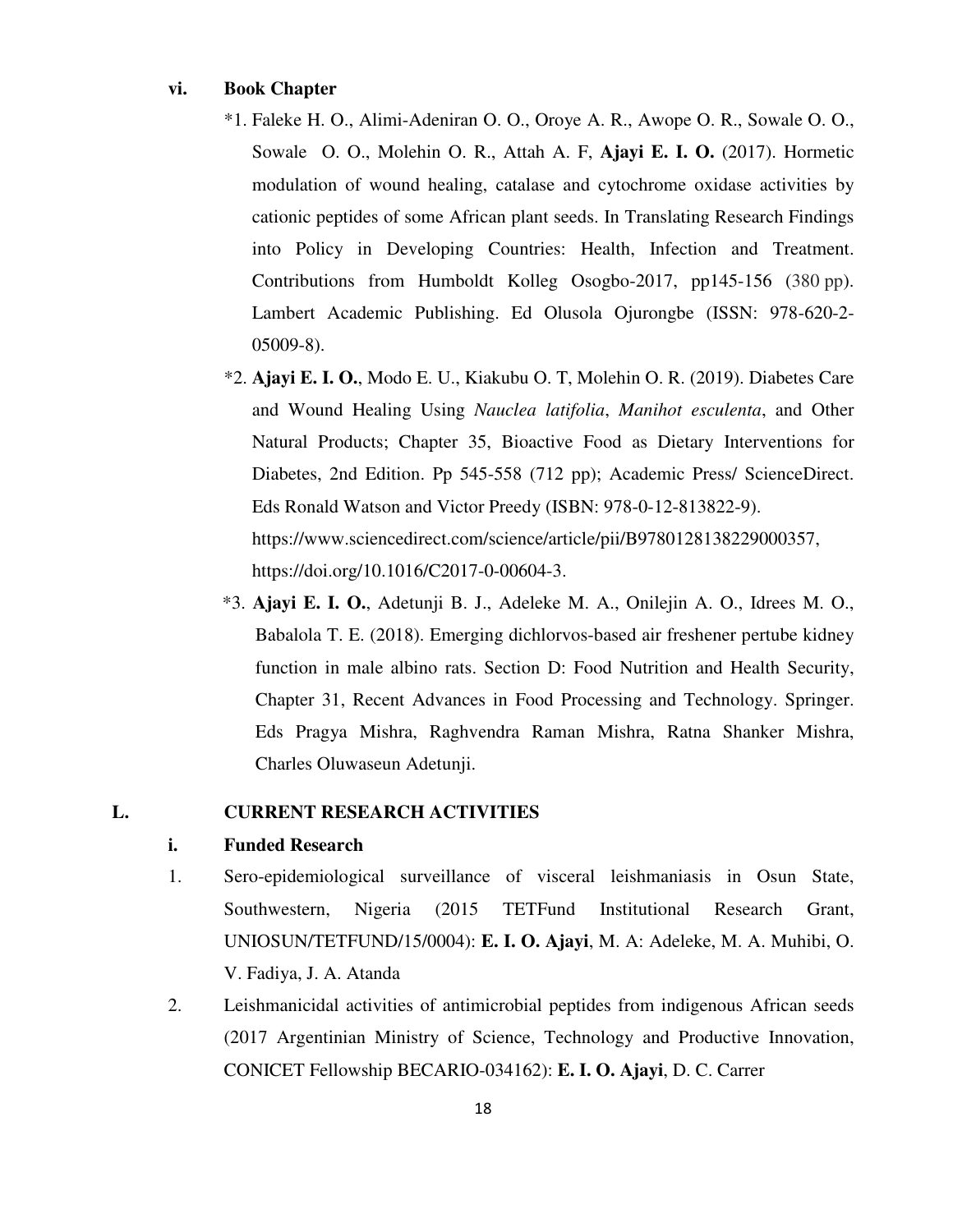### vi. Book Chapter

*1. Faleke H. O., Alimi-Adeniran O. O., Oroye A. R., Awope O. R., Sowale O. O., Sowale O. O., Molehin O. R., Attah A. F, **Ajayi E. I. O.** (2017). Hormetic modulation of wound healing, catalase and cytochrome oxidase activities by cationic peptides of some African plant seeds. In Translating Research Findings into Policy in Developing Countries: Health, Infection and Treatment. Contributions from Humboldt Kolleg Osogbo-2017, pp145-156 (380 pp). Lambert Academic Publishing. Ed Olusola Ojurongbe (ISSN: 978-620-2-05009-8).

*2. **Ajayi E. I. O.**, Modo E. U., Kiakubu O. T, Molehin O. R. (2019). Diabetes Care and Wound Healing Using *Nauclea latifolia*, *Manihot esculenta*, and Other Natural Products; Chapter 35, Bioactive Food as Dietary Interventions for Diabetes, 2nd Edition. Pp 545-558 (712 pp); Academic Press/ ScienceDirect. Eds Ronald Watson and Victor Preedy (ISBN: 978-0-12-813822-9). https://www.sciencedirect.com/science/article/pii/B9780128138229000357, https://doi.org/10.1016/C2017-0-00604-3.

*3. **Ajayi E. I. O.**, Adetunji B. J., Adeleke M. A., Onilejin A. O., Idrees M. O., Babalola T. E. (2018). Emerging dichlorvos-based air freshener pertube kidney function in male albino rats. Section D: Food Nutrition and Health Security, Chapter 31, Recent Advances in Food Processing and Technology. Springer. Eds Pragya Mishra, Raghvendra Raman Mishra, Ratna Shanker Mishra, Charles Oluwaseun Adetunji.

## L. CURRENT RESEARCH ACTIVITIES

### i. Funded Research

1. Sero-epidemiological surveillance of visceral leishmaniasis in Osun State, Southwestern, Nigeria (2015 TETFund Institutional Research Grant, UNIOSUN/TETFUND/15/0004): **E. I. O. Ajayi**, M. A: Adeleke, M. A. Muhibi, O. V. Fadiya, J. A. Atanda
2. Leishmanicidal activities of antimicrobial peptides from indigenous African seeds (2017 Argentinian Ministry of Science, Technology and Productive Innovation, CONICET Fellowship BECARIO-034162): **E. I. O. Ajayi**, D. C. Carrer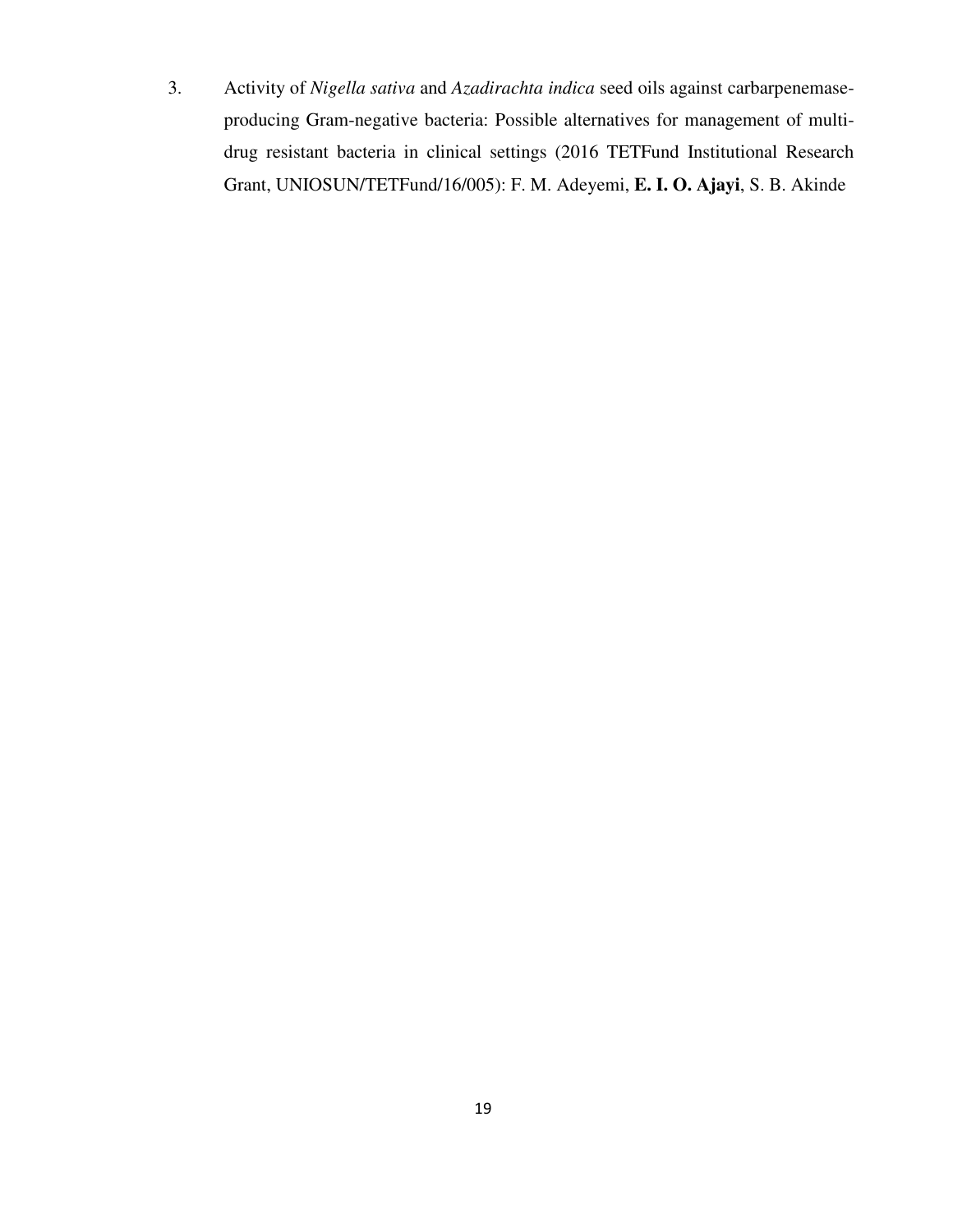3. Activity of *Nigella sativa* and *Azadirachta indica* seed oils against carbarpenemase-producing Gram-negative bacteria: Possible alternatives for management of multi-drug resistant bacteria in clinical settings (2016 TETFund Institutional Research Grant, UNIOSUN/TETFund/16/005): F. M. Adeyemi, **E. I. O. Ajayi**, S. B. Akinde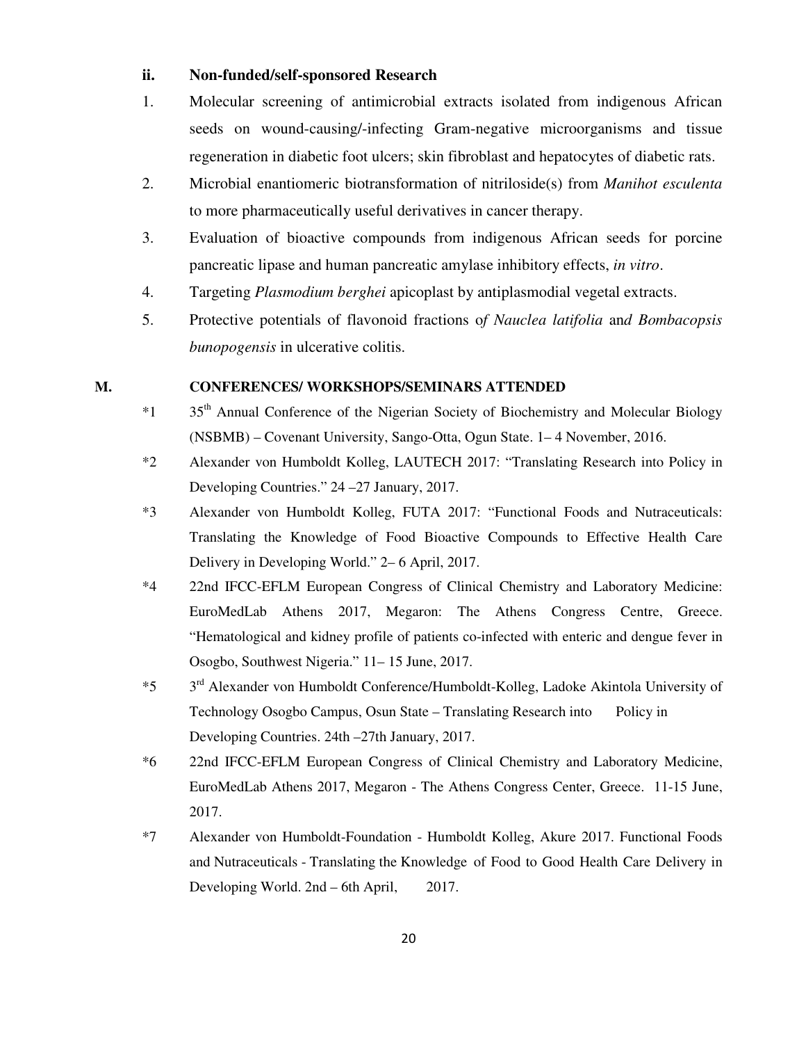### ii. Non-funded/self-sponsored Research

1. Molecular screening of antimicrobial extracts isolated from indigenous African seeds on wound-causing/-infecting Gram-negative microorganisms and tissue regeneration in diabetic foot ulcers; skin fibroblast and hepatocytes of diabetic rats.
2. Microbial enantiomeric biotransformation of nitriloside(s) from *Manihot esculenta* to more pharmaceutically useful derivatives in cancer therapy.
3. Evaluation of bioactive compounds from indigenous African seeds for porcine pancreatic lipase and human pancreatic amylase inhibitory effects, *in vitro*.
4. Targeting *Plasmodium berghei* apicoplast by antiplasmodial vegetal extracts.
5. Protective potentials of flavonoid fractions o*f Nauclea latifolia* an*d Bombacopsis bunopogensis* in ulcerative colitis.

## M. CONFERENCES/ WORKSHOPS/SEMINARS ATTENDED

*1 35th Annual Conference of the Nigerian Society of Biochemistry and Molecular Biology (NSBMB) – Covenant University, Sango-Otta, Ogun State. 1– 4 November, 2016.

*2 Alexander von Humboldt Kolleg, LAUTECH 2017: “Translating Research into Policy in Developing Countries.” 24 –27 January, 2017.

*3 Alexander von Humboldt Kolleg, FUTA 2017: “Functional Foods and Nutraceuticals: Translating the Knowledge of Food Bioactive Compounds to Effective Health Care Delivery in Developing World.” 2– 6 April, 2017.

*4 22nd IFCC-EFLM European Congress of Clinical Chemistry and Laboratory Medicine: EuroMedLab Athens 2017, Megaron: The Athens Congress Centre, Greece. “Hematological and kidney profile of patients co-infected with enteric and dengue fever in Osogbo, Southwest Nigeria.” 11– 15 June, 2017.

*5 3rd Alexander von Humboldt Conference/Humboldt-Kolleg, Ladoke Akintola University of Technology Osogbo Campus, Osun State – Translating Research into Policy in Developing Countries. 24th –27th January, 2017.

*6 22nd IFCC-EFLM European Congress of Clinical Chemistry and Laboratory Medicine, EuroMedLab Athens 2017, Megaron - The Athens Congress Center, Greece. 11-15 June, 2017.

*7 Alexander von Humboldt-Foundation - Humboldt Kolleg, Akure 2017. Functional Foods and Nutraceuticals - Translating the Knowledge of Food to Good Health Care Delivery in Developing World. 2nd – 6th April, 2017.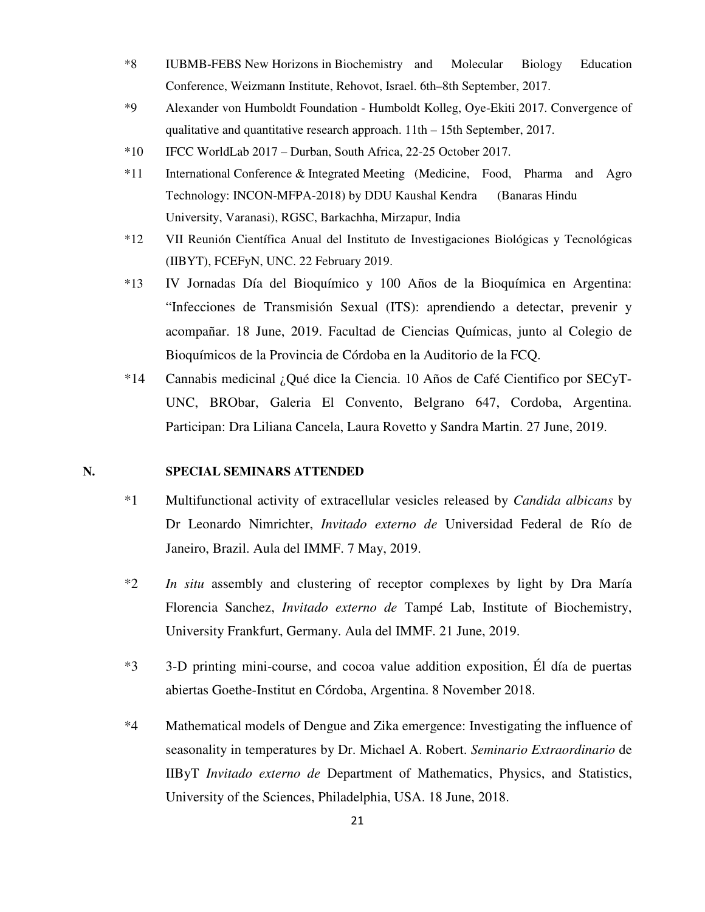*8 IUBMB-FEBS New Horizons in Biochemistry and Molecular Biology Education Conference, Weizmann Institute, Rehovot, Israel. 6th–8th September, 2017.

*9 Alexander von Humboldt Foundation - Humboldt Kolleg, Oye-Ekiti 2017. Convergence of qualitative and quantitative research approach. 11th – 15th September, 2017.

*10 IFCC WorldLab 2017 – Durban, South Africa, 22-25 October 2017.

*11 International Conference & Integrated Meeting (Medicine, Food, Pharma and Agro Technology: INCON-MFPA-2018) by DDU Kaushal Kendra (Banaras Hindu University, Varanasi), RGSC, Barkachha, Mirzapur, India

*12 VII Reunión Científica Anual del Instituto de Investigaciones Biológicas y Tecnológicas (IIBYT), FCEFyN, UNC. 22 February 2019.

*13 IV Jornadas Día del Bioquímico y 100 Años de la Bioquímica en Argentina: "Infecciones de Transmisión Sexual (ITS): aprendiendo a detectar, prevenir y acompañar. 18 June, 2019. Facultad de Ciencias Químicas, junto al Colegio de Bioquímicos de la Provincia de Córdoba en la Auditorio de la FCQ.

*14 Cannabis medicinal ¿Qué dice la Ciencia. 10 Años de Café Cientifico por SECyT-UNC, BRObar, Galeria El Convento, Belgrano 647, Cordoba, Argentina. Participan: Dra Liliana Cancela, Laura Rovetto y Sandra Martin. 27 June, 2019.

## N. SPECIAL SEMINARS ATTENDED

*1 Multifunctional activity of extracellular vesicles released by *Candida albicans* by Dr Leonardo Nimrichter, *Invitado externo de* Universidad Federal de Río de Janeiro, Brazil. Aula del IMMF. 7 May, 2019.

*2 *In situ* assembly and clustering of receptor complexes by light by Dra María Florencia Sanchez, *Invitado externo de* Tampé Lab, Institute of Biochemistry, University Frankfurt, Germany. Aula del IMMF. 21 June, 2019.

*3 3-D printing mini-course, and cocoa value addition exposition, Él día de puertas abiertas Goethe-Institut en Córdoba, Argentina. 8 November 2018.

*4 Mathematical models of Dengue and Zika emergence: Investigating the influence of seasonality in temperatures by Dr. Michael A. Robert. *Seminario Extraordinario* de IIByT *Invitado externo de* Department of Mathematics, Physics, and Statistics, University of the Sciences, Philadelphia, USA. 18 June, 2018.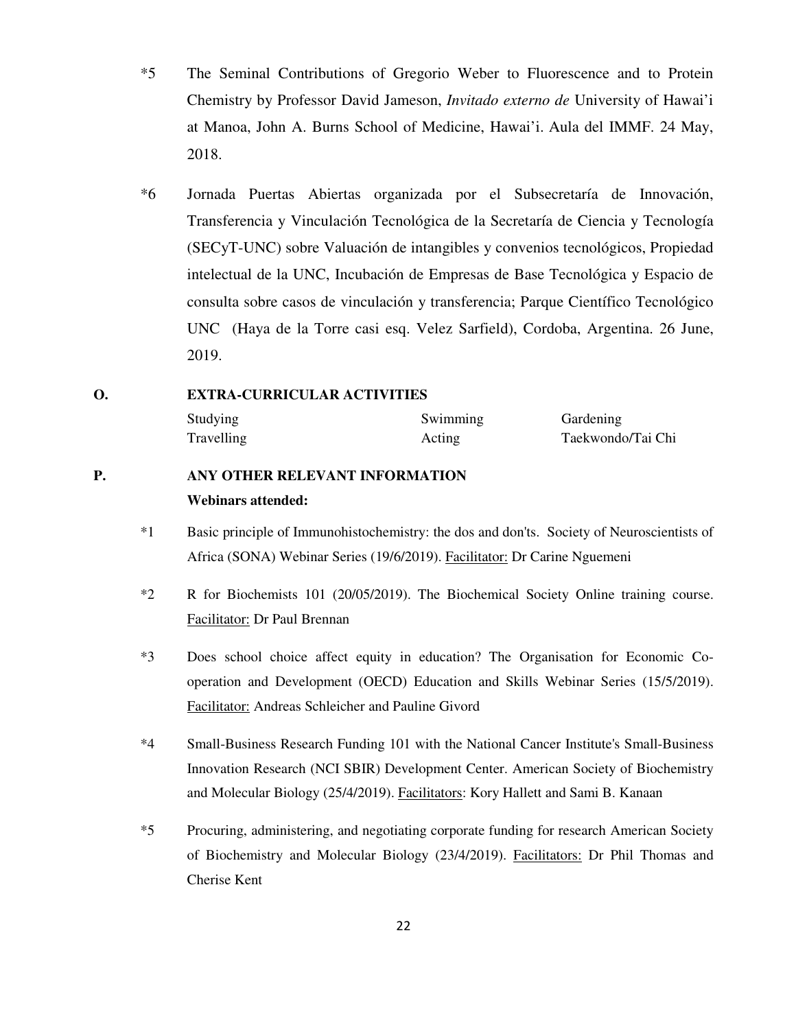*5 The Seminal Contributions of Gregorio Weber to Fluorescence and to Protein Chemistry by Professor David Jameson, *Invitado externo de* University of Hawai'i at Manoa, John A. Burns School of Medicine, Hawai'i. Aula del IMMF. 24 May, 2018.

*6 Jornada Puertas Abiertas organizada por el Subsecretaría de Innovación, Transferencia y Vinculación Tecnológica de la Secretaría de Ciencia y Tecnología (SECyT-UNC) sobre Valuación de intangibles y convenios tecnológicos, Propiedad intelectual de la UNC, Incubación de Empresas de Base Tecnológica y Espacio de consulta sobre casos de vinculación y transferencia; Parque Científico Tecnológico UNC (Haya de la Torre casi esq. Velez Sarfield), Cordoba, Argentina. 26 June, 2019.

## O. EXTRA-CURRICULAR ACTIVITIES

| | | |
|---|---|---|
| Studying | Swimming | Gardening |
| Travelling | Acting | Taekwondo/Tai Chi |

## P. ANY OTHER RELEVANT INFORMATION

**Webinars attended:**

*1 Basic principle of Immunohistochemistry: the dos and don'ts. Society of Neuroscientists of Africa (SONA) Webinar Series (19/6/2019). Facilitator: Dr Carine Nguemeni

*2 R for Biochemists 101 (20/05/2019). The Biochemical Society Online training course. Facilitator: Dr Paul Brennan

*3 Does school choice affect equity in education? The Organisation for Economic Co-operation and Development (OECD) Education and Skills Webinar Series (15/5/2019). Facilitator: Andreas Schleicher and Pauline Givord

*4 Small-Business Research Funding 101 with the National Cancer Institute's Small-Business Innovation Research (NCI SBIR) Development Center. American Society of Biochemistry and Molecular Biology (25/4/2019). Facilitators: Kory Hallett and Sami B. Kanaan

*5 Procuring, administering, and negotiating corporate funding for research American Society of Biochemistry and Molecular Biology (23/4/2019). Facilitators: Dr Phil Thomas and Cherise Kent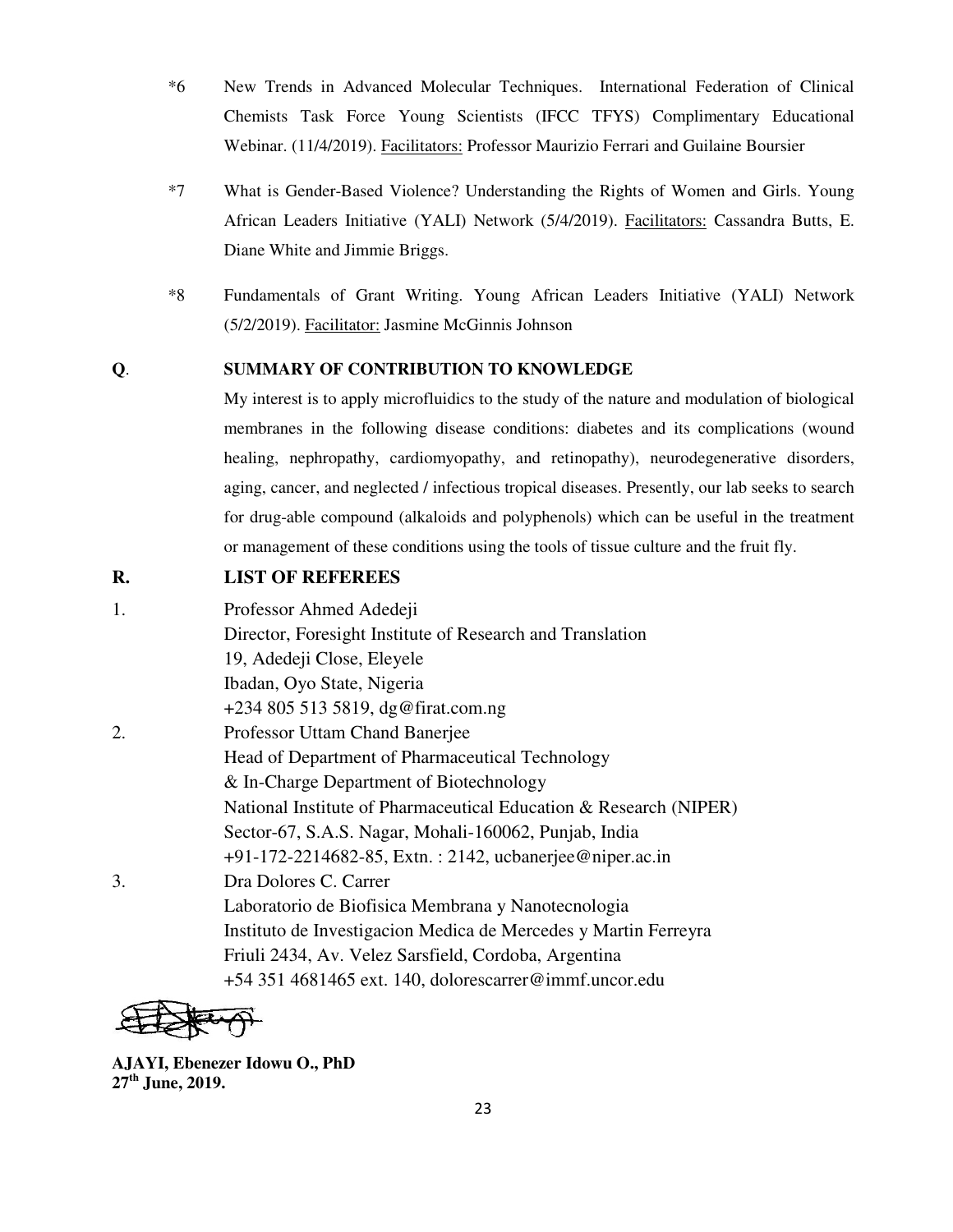*6 New Trends in Advanced Molecular Techniques. International Federation of Clinical Chemists Task Force Young Scientists (IFCC TFYS) Complimentary Educational Webinar. (11/4/2019). Facilitators: Professor Maurizio Ferrari and Guilaine Boursier

*7 What is Gender-Based Violence? Understanding the Rights of Women and Girls. Young African Leaders Initiative (YALI) Network (5/4/2019). Facilitators: Cassandra Butts, E. Diane White and Jimmie Briggs.

*8 Fundamentals of Grant Writing. Young African Leaders Initiative (YALI) Network (5/2/2019). Facilitator: Jasmine McGinnis Johnson

## Q. SUMMARY OF CONTRIBUTION TO KNOWLEDGE

My interest is to apply microfluidics to the study of the nature and modulation of biological membranes in the following disease conditions: diabetes and its complications (wound healing, nephropathy, cardiomyopathy, and retinopathy), neurodegenerative disorders, aging, cancer, and neglected / infectious tropical diseases. Presently, our lab seeks to search for drug-able compound (alkaloids and polyphenols) which can be useful in the treatment or management of these conditions using the tools of tissue culture and the fruit fly.

## R. LIST OF REFEREES

1. Professor Ahmed Adedeji
   Director, Foresight Institute of Research and Translation
   19, Adedeji Close, Eleyele
   Ibadan, Oyo State, Nigeria
   +234 805 513 5819, dg@firat.com.ng
2. Professor Uttam Chand Banerjee
   Head of Department of Pharmaceutical Technology
   & In-Charge Department of Biotechnology
   National Institute of Pharmaceutical Education & Research (NIPER)
   Sector-67, S.A.S. Nagar, Mohali-160062, Punjab, India
   +91-172-2214682-85, Extn. : 2142, ucbanerjee@niper.ac.in
3. Dra Dolores C. Carrer
   Laboratorio de Biofisica Membrana y Nanotecnologia
   Instituto de Investigacion Medica de Mercedes y Martin Ferreyra
   Friuli 2434, Av. Velez Sarsfield, Cordoba, Argentina
   +54 351 4681465 ext. 140, dolorescarrer@immf.uncor.edu

**AJAYI, Ebenezer Idowu O., PhD**
**27th June, 2019.**